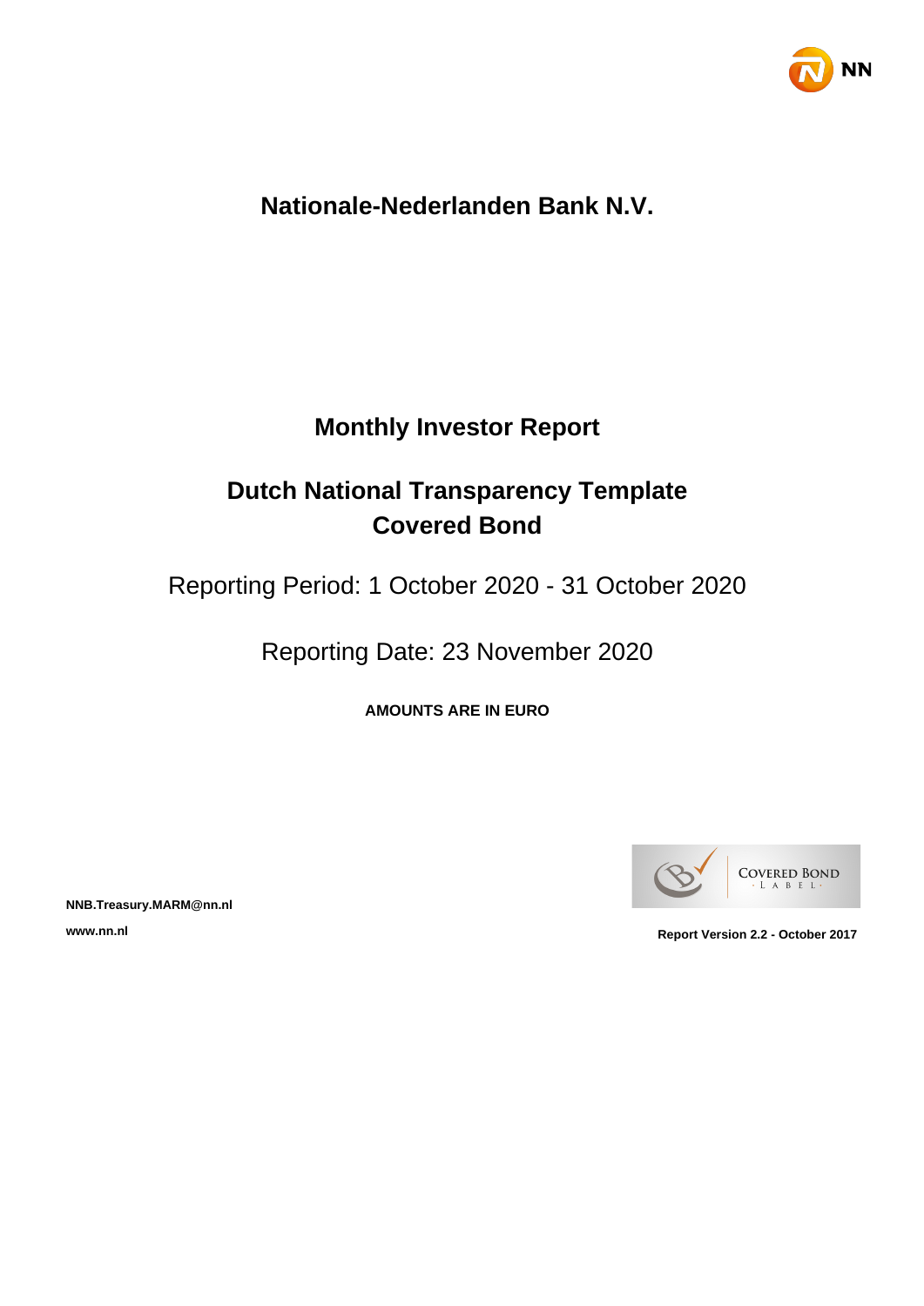# Nationale-Nederlanden Bank N.V.

## Monthly Investor Report

## Dutch National Transparency Template
## Covered Bond

Reporting Period: 1 October 2020 - 31 October 2020

Reporting Date: 23 November 2020

**AMOUNTS ARE IN EURO**

**NNB.Treasury.MARM@nn.nl**

**www.nn.nl**

**Report Version 2.2 - October 2017**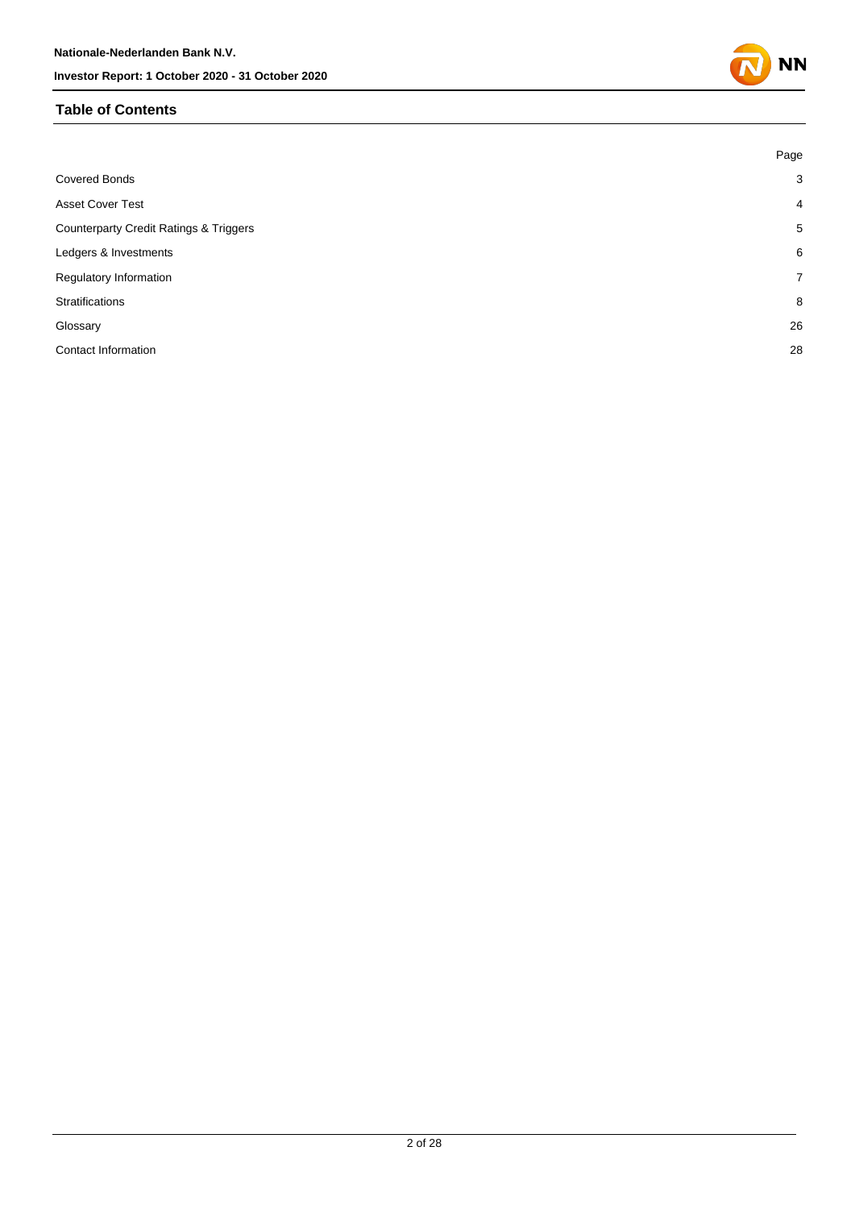## Table of Contents

| | Page |
|---|---|
| Covered Bonds | 3 |
| Asset Cover Test | 4 |
| Counterparty Credit Ratings & Triggers | 5 |
| Ledgers & Investments | 6 |
| Regulatory Information | 7 |
| Stratifications | 8 |
| Glossary | 26 |
| Contact Information | 28 |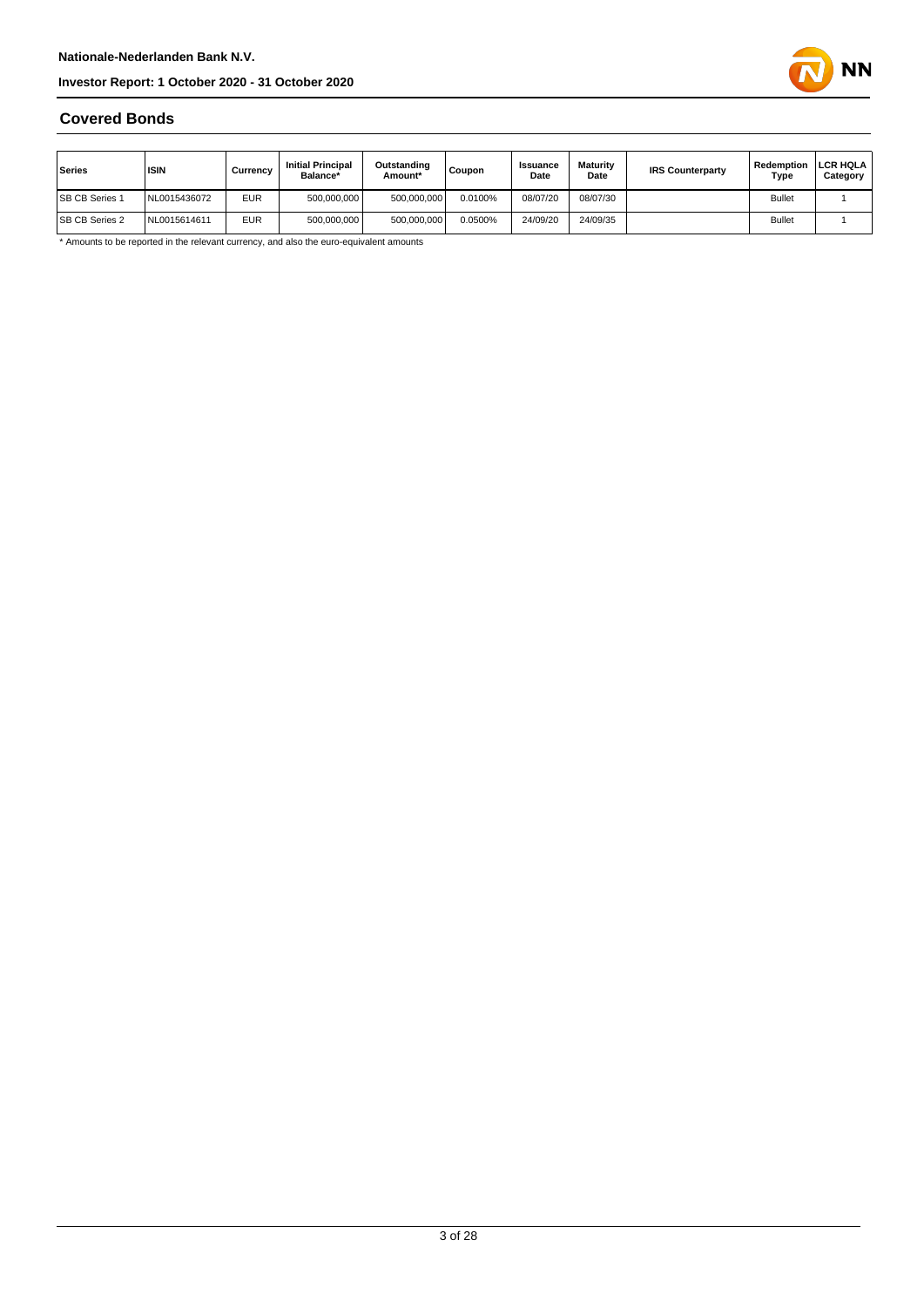## Covered Bonds

| Series | ISIN | Currency | Initial Principal Balance* | Outstanding Amount* | Coupon | Issuance Date | Maturity Date | IRS Counterparty | Redemption Type | LCR HQLA Category |
|---|---|---|---|---|---|---|---|---|---|---|
| SB CB Series 1 | NL0015436072 | EUR | 500,000,000 | 500,000,000 | 0.0100% | 08/07/20 | 08/07/30 | | Bullet | 1 |
| SB CB Series 2 | NL0015614611 | EUR | 500,000,000 | 500,000,000 | 0.0500% | 24/09/20 | 24/09/35 | | Bullet | 1 |

* Amounts to be reported in the relevant currency, and also the euro-equivalent amounts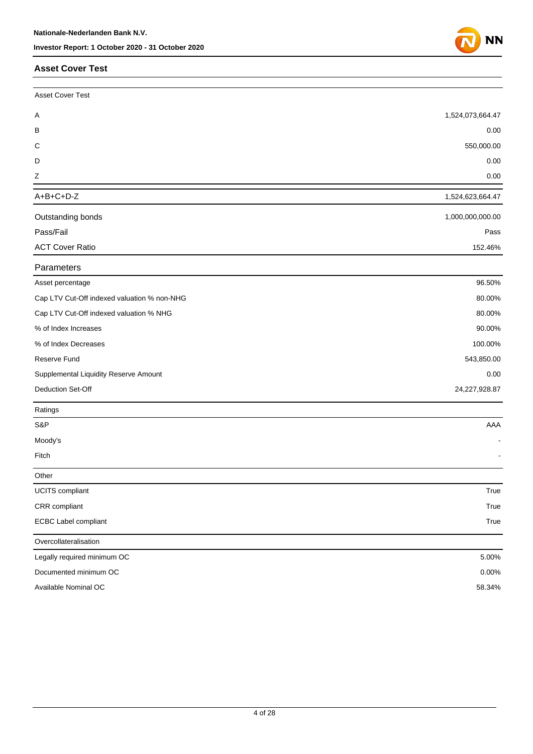## Asset Cover Test

| Asset Cover Test | |
|---|---|
| A | 1,524,073,664.47 |
| B | 0.00 |
| C | 550,000.00 |
| D | 0.00 |
| Z | 0.00 |
| A+B+C+D-Z | 1,524,623,664.47 |
| Outstanding bonds | 1,000,000,000.00 |
| Pass/Fail | Pass |
| ACT Cover Ratio | 152.46% |

| Parameters | |
|---|---|
| Asset percentage | 96.50% |
| Cap LTV Cut-Off indexed valuation % non-NHG | 80.00% |
| Cap LTV Cut-Off indexed valuation % NHG | 80.00% |
| % of Index Increases | 90.00% |
| % of Index Decreases | 100.00% |
| Reserve Fund | 543,850.00 |
| Supplemental Liquidity Reserve Amount | 0.00 |
| Deduction Set-Off | 24,227,928.87 |

| Ratings | |
|---|---|
| S&P | AAA |
| Moody's | - |
| Fitch | - |

| Other | |
|---|---|
| UCITS compliant | True |
| CRR compliant | True |
| ECBC Label compliant | True |

| Overcollateralisation | |
|---|---|
| Legally required minimum OC | 5.00% |
| Documented minimum OC | 0.00% |
| Available Nominal OC | 58.34% |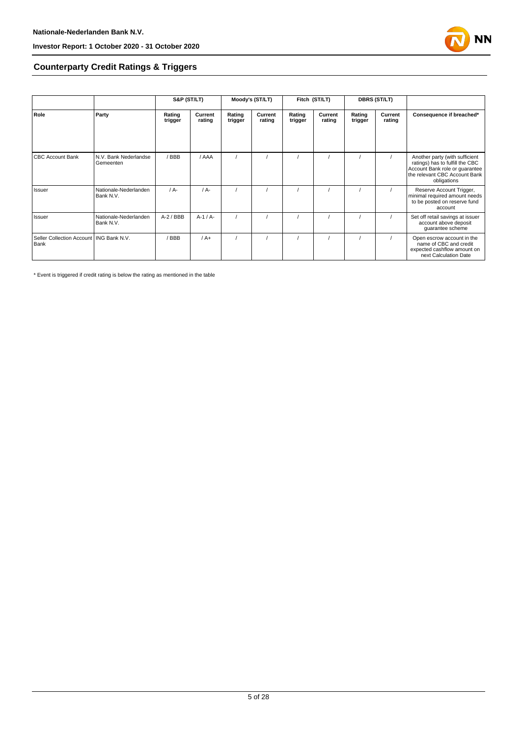## Counterparty Credit Ratings & Triggers

| | | S&P (ST/LT) | | Moody's (ST/LT) | | Fitch (ST/LT) | | DBRS (ST/LT) | | |
|---|---|---|---|---|---|---|---|---|---|---|
| **Role** | **Party** | **Rating trigger** | **Current rating** | **Rating trigger** | **Current rating** | **Rating trigger** | **Current rating** | **Rating trigger** | **Current rating** | **Consequence if breached*** |
| CBC Account Bank | N.V. Bank Nederlandse Gemeenten | / BBB | / AAA | / | / | / | / | / | / | Another party (with sufficient ratings) has to fulfill the CBC Account Bank role or guarantee the relevant CBC Account Bank obligations |
| Issuer | Nationale-Nederlanden Bank N.V. | / A- | / A- | / | / | / | / | / | / | Reserve Account Trigger, minimal required amount needs to be posted on reserve fund account |
| Issuer | Nationale-Nederlanden Bank N.V. | A-2 / BBB | A-1 / A- | / | / | / | / | / | / | Set off retail savings at issuer account above deposit guarantee scheme |
| Seller Collection Account Bank | ING Bank N.V. | / BBB | / A+ | / | / | / | / | / | / | Open escrow account in the name of CBC and credit expected cashflow amount on next Calculation Date |

* Event is triggered if credit rating is below the rating as mentioned in the table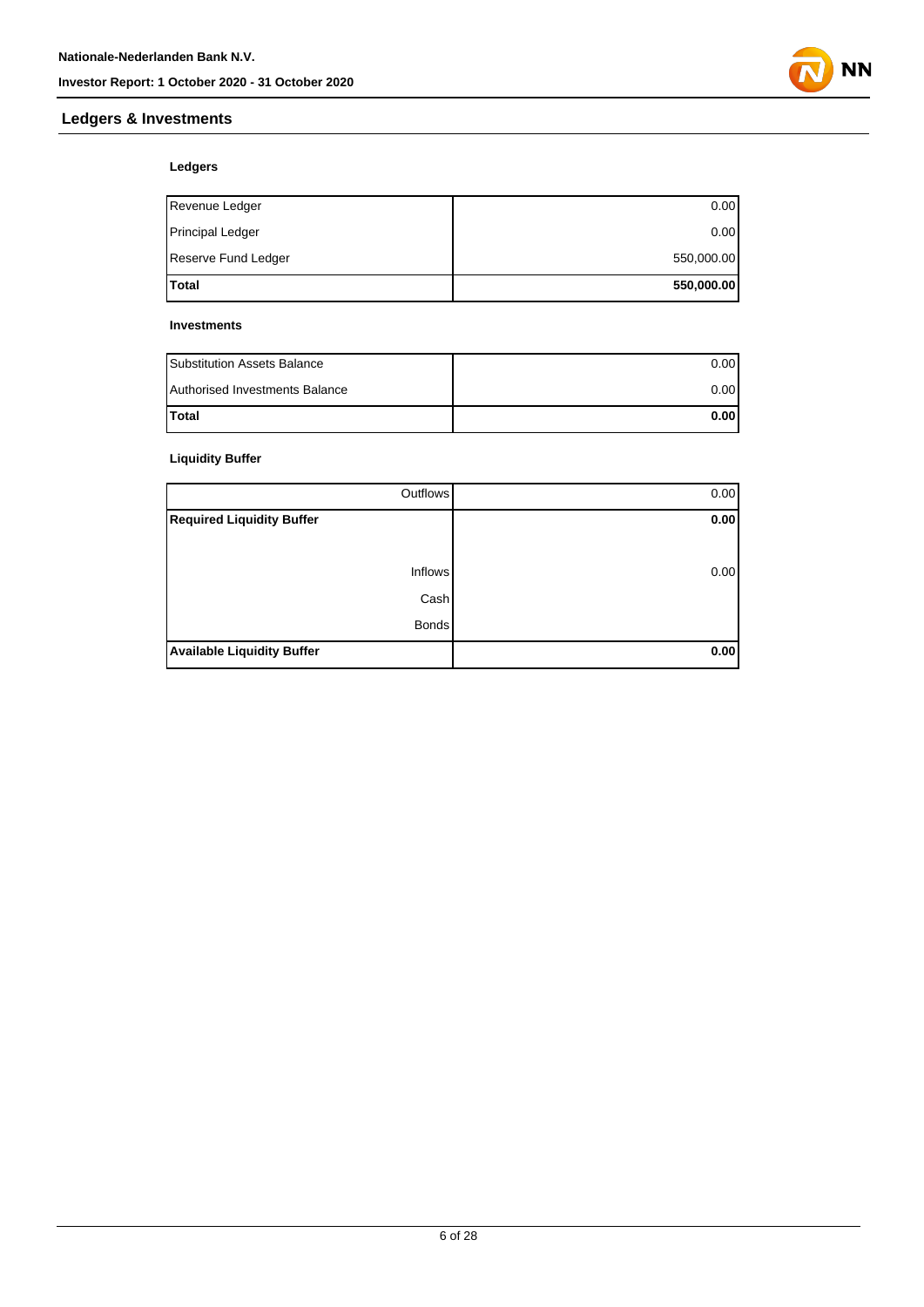## Ledgers & Investments

### Ledgers

| | |
|---|---:|
| Revenue Ledger | 0.00 |
| Principal Ledger | 0.00 |
| Reserve Fund Ledger | 550,000.00 |
| **Total** | **550,000.00** |

### Investments

| | |
|---|---:|
| Substitution Assets Balance | 0.00 |
| Authorised Investments Balance | 0.00 |
| **Total** | **0.00** |

### Liquidity Buffer

| | |
|---:|---:|
| Outflows | 0.00 |
| **Required Liquidity Buffer** | **0.00** |
| | |
| Inflows | 0.00 |
| Cash | |
| Bonds | |
| **Available Liquidity Buffer** | **0.00** |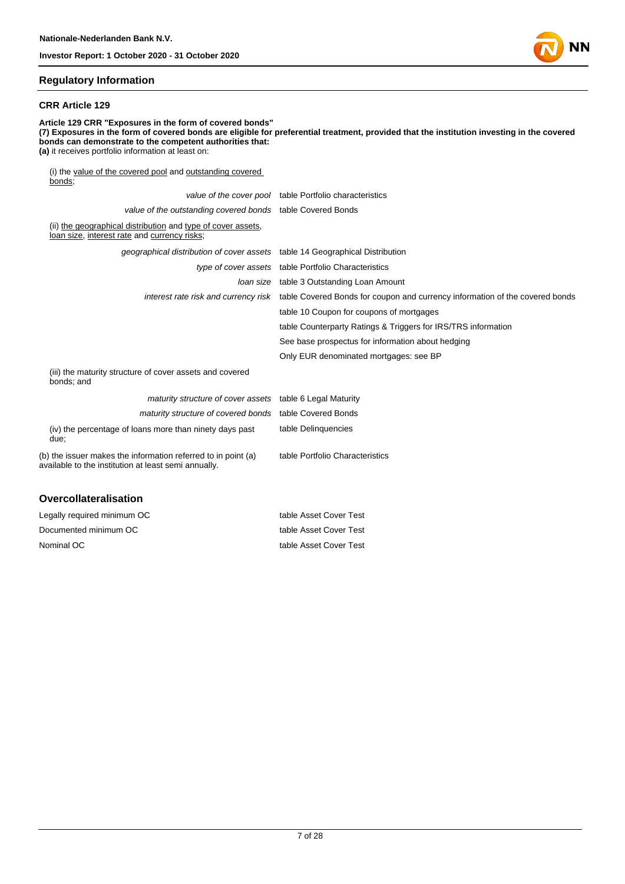## Regulatory Information

### CRR Article 129

**Article 129 CRR "Exposures in the form of covered bonds"**
**(7) Exposures in the form of covered bonds are eligible for preferential treatment, provided that the institution investing in the covered bonds can demonstrate to the competent authorities that:**
**(a)** it receives portfolio information at least on:

(i) the value of the covered pool and outstanding covered bonds;

| | |
|---|---|
| *value of the cover pool* | table Portfolio characteristics |
| *value of the outstanding covered bonds* | table Covered Bonds |

(ii) the geographical distribution and type of cover assets, loan size, interest rate and currency risks;

| | |
|---|---|
| *geographical distribution of cover assets* | table 14 Geographical Distribution |
| *type of cover assets* | table Portfolio Characteristics |
| *loan size* | table 3 Outstanding Loan Amount |
| *interest rate risk and currency risk* | table Covered Bonds for coupon and currency information of the covered bonds |
| | table 10 Coupon for coupons of mortgages |
| | table Counterparty Ratings & Triggers for IRS/TRS information |
| | See base prospectus for information about hedging |
| | Only EUR denominated mortgages: see BP |

(iii) the maturity structure of cover assets and covered bonds; and

| | |
|---|---|
| *maturity structure of cover assets* | table 6 Legal Maturity |
| *maturity structure of covered bonds* | table Covered Bonds |
| (iv) the percentage of loans more than ninety days past due; | table Delinquencies |
| (b) the issuer makes the information referred to in point (a) available to the institution at least semi annually. | table Portfolio Characteristics |

## Overcollateralisation

| | |
|---|---|
| Legally required minimum OC | table Asset Cover Test |
| Documented minimum OC | table Asset Cover Test |
| Nominal OC | table Asset Cover Test |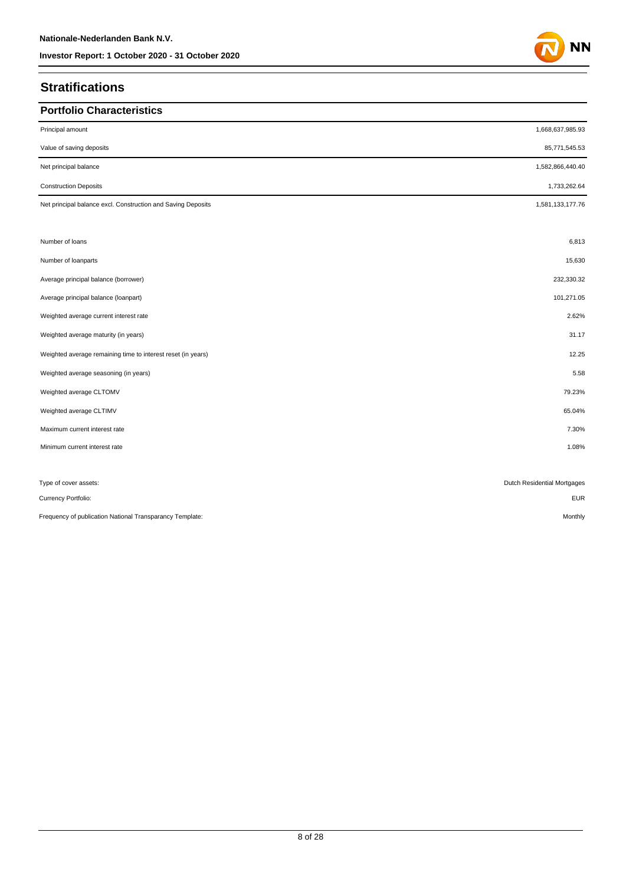# Stratifications

## Portfolio Characteristics

| | |
|---|---|
| Principal amount | 1,668,637,985.93 |
| Value of saving deposits | 85,771,545.53 |
| Net principal balance | 1,582,866,440.40 |
| Construction Deposits | 1,733,262.64 |
| Net principal balance excl. Construction and Saving Deposits | 1,581,133,177.76 |
| | |
| Number of loans | 6,813 |
| Number of loanparts | 15,630 |
| Average principal balance (borrower) | 232,330.32 |
| Average principal balance (loanpart) | 101,271.05 |
| Weighted average current interest rate | 2.62% |
| Weighted average maturity (in years) | 31.17 |
| Weighted average remaining time to interest reset (in years) | 12.25 |
| Weighted average seasoning (in years) | 5.58 |
| Weighted average CLTOMV | 79.23% |
| Weighted average CLTIMV | 65.04% |
| Maximum current interest rate | 7.30% |
| Minimum current interest rate | 1.08% |
| | |
| Type of cover assets: | Dutch Residential Mortgages |
| Currency Portfolio: | EUR |
| Frequency of publication National Transparancy Template: | Monthly |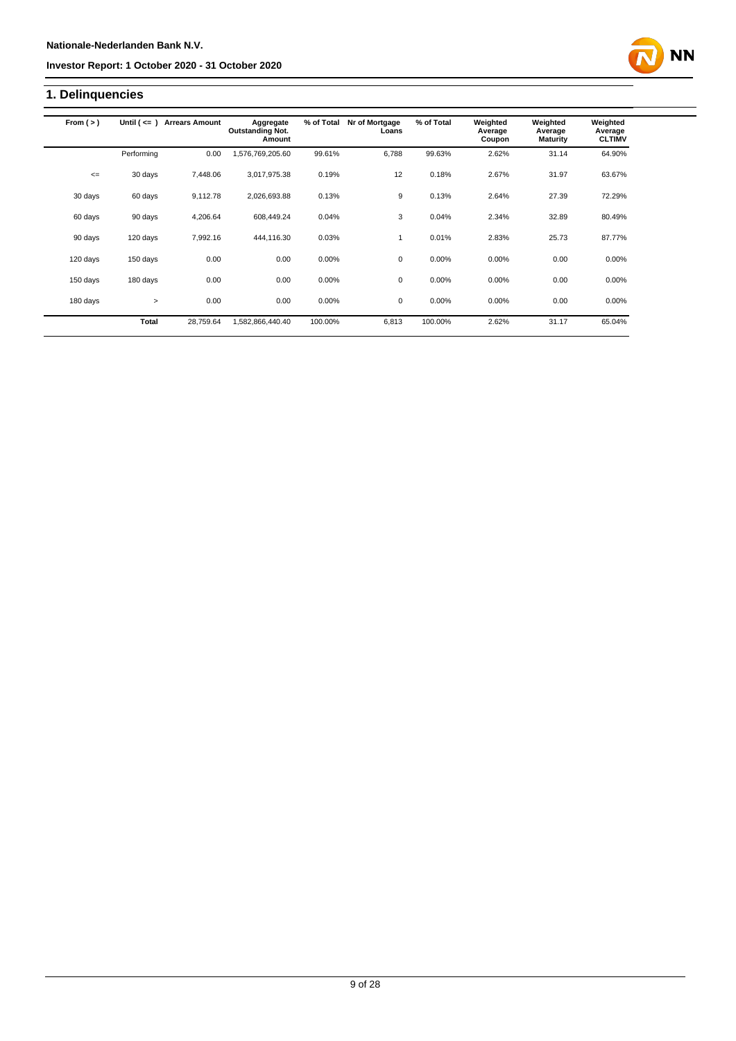## 1. Delinquencies

| From ( > ) | Until ( <= ) | Arrears Amount | Aggregate Outstanding Not. Amount | % of Total | Nr of Mortgage Loans | % of Total | Weighted Average Coupon | Weighted Average Maturity | Weighted Average CLTIMV |
|---|---|---|---|---|---|---|---|---|---|
| | Performing | 0.00 | 1,576,769,205.60 | 99.61% | 6,788 | 99.63% | 2.62% | 31.14 | 64.90% |
| <= | 30 days | 7,448.06 | 3,017,975.38 | 0.19% | 12 | 0.18% | 2.67% | 31.97 | 63.67% |
| 30 days | 60 days | 9,112.78 | 2,026,693.88 | 0.13% | 9 | 0.13% | 2.64% | 27.39 | 72.29% |
| 60 days | 90 days | 4,206.64 | 608,449.24 | 0.04% | 3 | 0.04% | 2.34% | 32.89 | 80.49% |
| 90 days | 120 days | 7,992.16 | 444,116.30 | 0.03% | 1 | 0.01% | 2.83% | 25.73 | 87.77% |
| 120 days | 150 days | 0.00 | 0.00 | 0.00% | 0 | 0.00% | 0.00% | 0.00 | 0.00% |
| 150 days | 180 days | 0.00 | 0.00 | 0.00% | 0 | 0.00% | 0.00% | 0.00 | 0.00% |
| 180 days | > | 0.00 | 0.00 | 0.00% | 0 | 0.00% | 0.00% | 0.00 | 0.00% |
| | **Total** | 28,759.64 | 1,582,866,440.40 | 100.00% | 6,813 | 100.00% | 2.62% | 31.17 | 65.04% |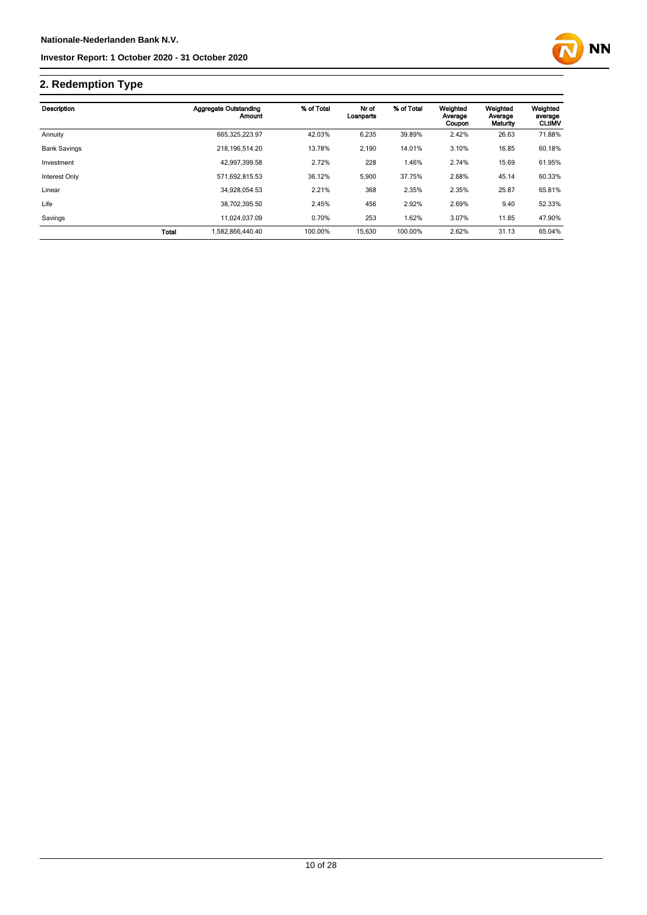## 2. Redemption Type

| Description | | Aggregate Outstanding Amount | % of Total | Nr of Loanparts | % of Total | Weighted Average Coupon | Weighted Average Maturity | Weighted average CLtIMV |
|---|---|---|---|---|---|---|---|---|
| Annuity | | 665,325,223.97 | 42.03% | 6,235 | 39.89% | 2.42% | 26.63 | 71.88% |
| Bank Savings | | 218,196,514.20 | 13.78% | 2,190 | 14.01% | 3.10% | 16.85 | 60.18% |
| Investment | | 42,997,399.58 | 2.72% | 228 | 1.46% | 2.74% | 15.69 | 61.95% |
| Interest Only | | 571,692,815.53 | 36.12% | 5,900 | 37.75% | 2.68% | 45.14 | 60.33% |
| Linear | | 34,928,054.53 | 2.21% | 368 | 2.35% | 2.35% | 25.87 | 65.81% |
| Life | | 38,702,395.50 | 2.45% | 456 | 2.92% | 2.69% | 9.40 | 52.33% |
| Savings | | 11,024,037.09 | 0.70% | 253 | 1.62% | 3.07% | 11.85 | 47.90% |
| | **Total** | 1,582,866,440.40 | 100.00% | 15,630 | 100.00% | 2.62% | 31.13 | 65.04% |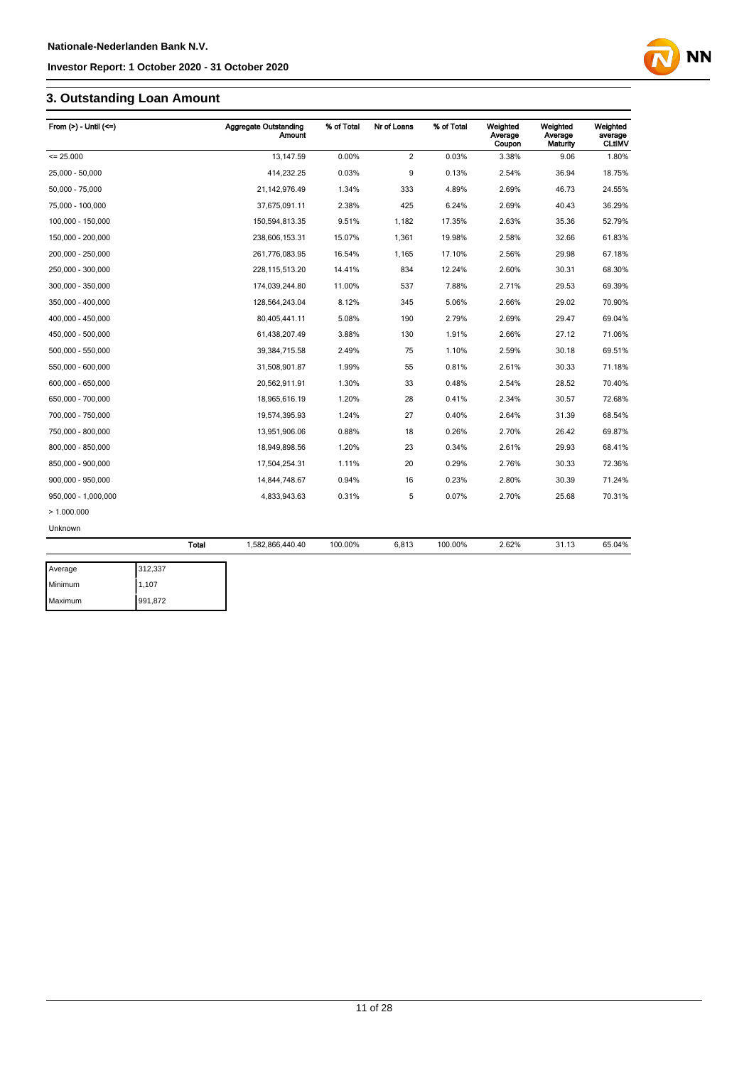## 3. Outstanding Loan Amount

| From (>) - Until (<=) | Aggregate Outstanding Amount | % of Total | Nr of Loans | % of Total | Weighted Average Coupon | Weighted Average Maturity | Weighted average CLtIMV |
|---|---|---|---|---|---|---|---|
| <= 25.000 | 13,147.59 | 0.00% | 2 | 0.03% | 3.38% | 9.06 | 1.80% |
| 25,000 - 50,000 | 414,232.25 | 0.03% | 9 | 0.13% | 2.54% | 36.94 | 18.75% |
| 50,000 - 75,000 | 21,142,976.49 | 1.34% | 333 | 4.89% | 2.69% | 46.73 | 24.55% |
| 75,000 - 100,000 | 37,675,091.11 | 2.38% | 425 | 6.24% | 2.69% | 40.43 | 36.29% |
| 100,000 - 150,000 | 150,594,813.35 | 9.51% | 1,182 | 17.35% | 2.63% | 35.36 | 52.79% |
| 150,000 - 200,000 | 238,606,153.31 | 15.07% | 1,361 | 19.98% | 2.58% | 32.66 | 61.83% |
| 200,000 - 250,000 | 261,776,083.95 | 16.54% | 1,165 | 17.10% | 2.56% | 29.98 | 67.18% |
| 250,000 - 300,000 | 228,115,513.20 | 14.41% | 834 | 12.24% | 2.60% | 30.31 | 68.30% |
| 300,000 - 350,000 | 174,039,244.80 | 11.00% | 537 | 7.88% | 2.71% | 29.53 | 69.39% |
| 350,000 - 400,000 | 128,564,243.04 | 8.12% | 345 | 5.06% | 2.66% | 29.02 | 70.90% |
| 400,000 - 450,000 | 80,405,441.11 | 5.08% | 190 | 2.79% | 2.69% | 29.47 | 69.04% |
| 450,000 - 500,000 | 61,438,207.49 | 3.88% | 130 | 1.91% | 2.66% | 27.12 | 71.06% |
| 500,000 - 550,000 | 39,384,715.58 | 2.49% | 75 | 1.10% | 2.59% | 30.18 | 69.51% |
| 550,000 - 600,000 | 31,508,901.87 | 1.99% | 55 | 0.81% | 2.61% | 30.33 | 71.18% |
| 600,000 - 650,000 | 20,562,911.91 | 1.30% | 33 | 0.48% | 2.54% | 28.52 | 70.40% |
| 650,000 - 700,000 | 18,965,616.19 | 1.20% | 28 | 0.41% | 2.34% | 30.57 | 72.68% |
| 700,000 - 750,000 | 19,574,395.93 | 1.24% | 27 | 0.40% | 2.64% | 31.39 | 68.54% |
| 750,000 - 800,000 | 13,951,906.06 | 0.88% | 18 | 0.26% | 2.70% | 26.42 | 69.87% |
| 800,000 - 850,000 | 18,949,898.56 | 1.20% | 23 | 0.34% | 2.61% | 29.93 | 68.41% |
| 850,000 - 900,000 | 17,504,254.31 | 1.11% | 20 | 0.29% | 2.76% | 30.33 | 72.36% |
| 900,000 - 950,000 | 14,844,748.67 | 0.94% | 16 | 0.23% | 2.80% | 30.39 | 71.24% |
| 950,000 - 1,000,000 | 4,833,943.63 | 0.31% | 5 | 0.07% | 2.70% | 25.68 | 70.31% |
| > 1.000.000 | | | | | | | |
| Unknown | | | | | | | |
| **Total** | 1,582,866,440.40 | 100.00% | 6,813 | 100.00% | 2.62% | 31.13 | 65.04% |

| | |
|---|---|
| Average | 312,337 |
| Minimum | 1,107 |
| Maximum | 991,872 |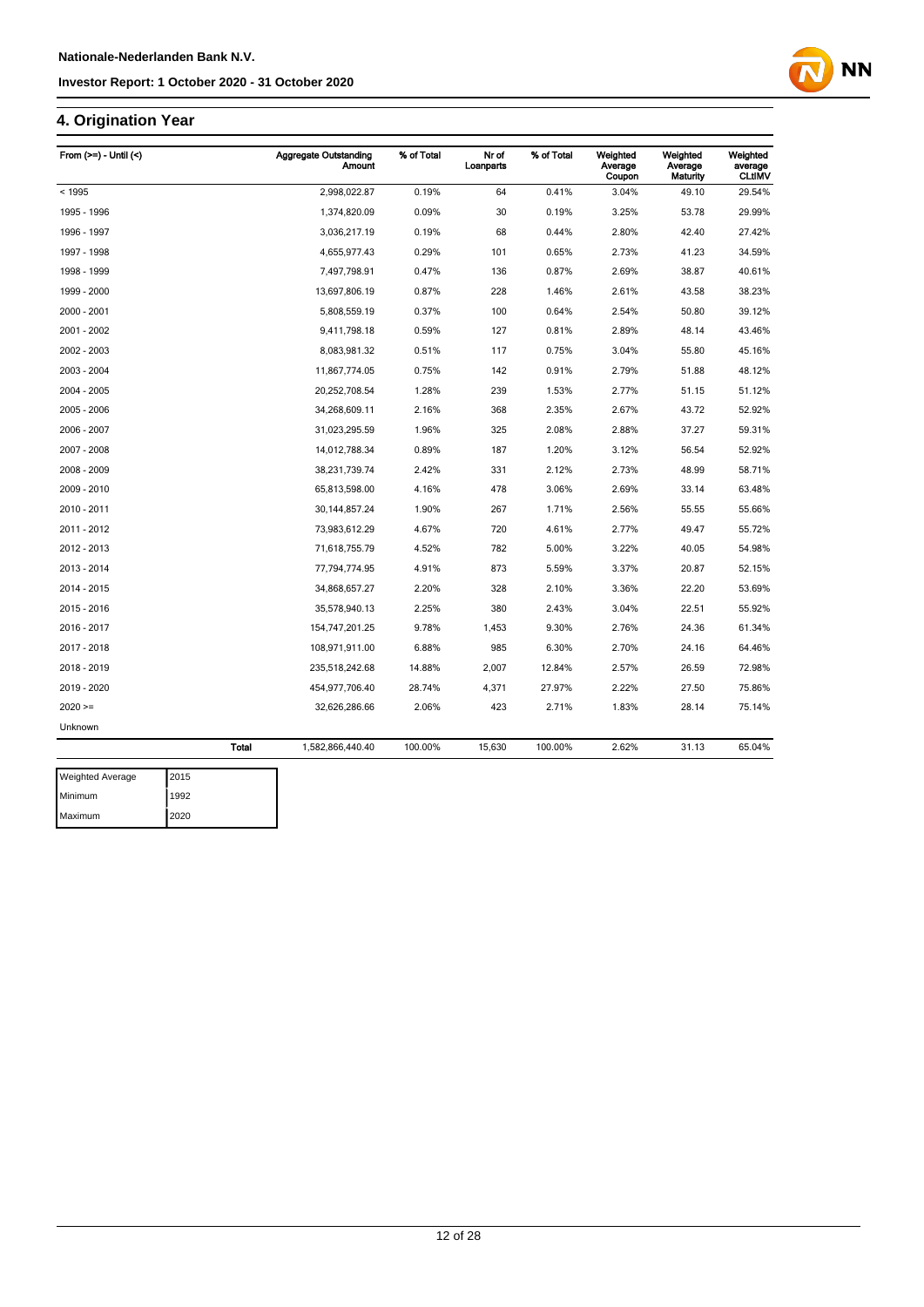## 4. Origination Year

| From (>=) - Until (<) | Aggregate Outstanding Amount | % of Total | Nr of Loanparts | % of Total | Weighted Average Coupon | Weighted Average Maturity | Weighted average CLtIMV |
|---|---|---|---|---|---|---|---|
| < 1995 | 2,998,022.87 | 0.19% | 64 | 0.41% | 3.04% | 49.10 | 29.54% |
| 1995 - 1996 | 1,374,820.09 | 0.09% | 30 | 0.19% | 3.25% | 53.78 | 29.99% |
| 1996 - 1997 | 3,036,217.19 | 0.19% | 68 | 0.44% | 2.80% | 42.40 | 27.42% |
| 1997 - 1998 | 4,655,977.43 | 0.29% | 101 | 0.65% | 2.73% | 41.23 | 34.59% |
| 1998 - 1999 | 7,497,798.91 | 0.47% | 136 | 0.87% | 2.69% | 38.87 | 40.61% |
| 1999 - 2000 | 13,697,806.19 | 0.87% | 228 | 1.46% | 2.61% | 43.58 | 38.23% |
| 2000 - 2001 | 5,808,559.19 | 0.37% | 100 | 0.64% | 2.54% | 50.80 | 39.12% |
| 2001 - 2002 | 9,411,798.18 | 0.59% | 127 | 0.81% | 2.89% | 48.14 | 43.46% |
| 2002 - 2003 | 8,083,981.32 | 0.51% | 117 | 0.75% | 3.04% | 55.80 | 45.16% |
| 2003 - 2004 | 11,867,774.05 | 0.75% | 142 | 0.91% | 2.79% | 51.88 | 48.12% |
| 2004 - 2005 | 20,252,708.54 | 1.28% | 239 | 1.53% | 2.77% | 51.15 | 51.12% |
| 2005 - 2006 | 34,268,609.11 | 2.16% | 368 | 2.35% | 2.67% | 43.72 | 52.92% |
| 2006 - 2007 | 31,023,295.59 | 1.96% | 325 | 2.08% | 2.88% | 37.27 | 59.31% |
| 2007 - 2008 | 14,012,788.34 | 0.89% | 187 | 1.20% | 3.12% | 56.54 | 52.92% |
| 2008 - 2009 | 38,231,739.74 | 2.42% | 331 | 2.12% | 2.73% | 48.99 | 58.71% |
| 2009 - 2010 | 65,813,598.00 | 4.16% | 478 | 3.06% | 2.69% | 33.14 | 63.48% |
| 2010 - 2011 | 30,144,857.24 | 1.90% | 267 | 1.71% | 2.56% | 55.55 | 55.66% |
| 2011 - 2012 | 73,983,612.29 | 4.67% | 720 | 4.61% | 2.77% | 49.47 | 55.72% |
| 2012 - 2013 | 71,618,755.79 | 4.52% | 782 | 5.00% | 3.22% | 40.05 | 54.98% |
| 2013 - 2014 | 77,794,774.95 | 4.91% | 873 | 5.59% | 3.37% | 20.87 | 52.15% |
| 2014 - 2015 | 34,868,657.27 | 2.20% | 328 | 2.10% | 3.36% | 22.20 | 53.69% |
| 2015 - 2016 | 35,578,940.13 | 2.25% | 380 | 2.43% | 3.04% | 22.51 | 55.92% |
| 2016 - 2017 | 154,747,201.25 | 9.78% | 1,453 | 9.30% | 2.76% | 24.36 | 61.34% |
| 2017 - 2018 | 108,971,911.00 | 6.88% | 985 | 6.30% | 2.70% | 24.16 | 64.46% |
| 2018 - 2019 | 235,518,242.68 | 14.88% | 2,007 | 12.84% | 2.57% | 26.59 | 72.98% |
| 2019 - 2020 | 454,977,706.40 | 28.74% | 4,371 | 27.97% | 2.22% | 27.50 | 75.86% |
| 2020 >= | 32,626,286.66 | 2.06% | 423 | 2.71% | 1.83% | 28.14 | 75.14% |
| Unknown | | | | | | | |
| **Total** | 1,582,866,440.40 | 100.00% | 15,630 | 100.00% | 2.62% | 31.13 | 65.04% |

| | |
|---|---|
| Weighted Average | 2015 |
| Minimum | 1992 |
| Maximum | 2020 |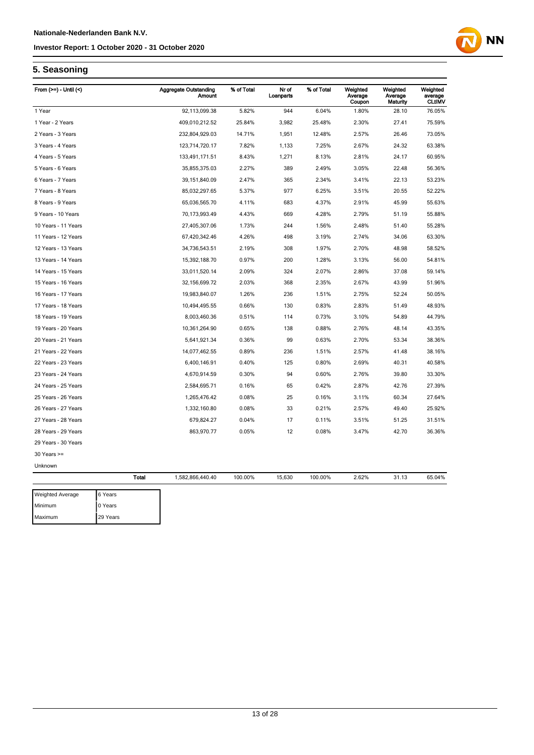## 5. Seasoning

| From (>=) - Until (<) | Aggregate Outstanding Amount | % of Total | Nr of Loanparts | % of Total | Weighted Average Coupon | Weighted Average Maturity | Weighted average CLtIMV |
|---|---|---|---|---|---|---|---|
| 1 Year | 92,113,099.38 | 5.82% | 944 | 6.04% | 1.80% | 28.10 | 76.05% |
| 1 Year - 2 Years | 409,010,212.52 | 25.84% | 3,982 | 25.48% | 2.30% | 27.41 | 75.59% |
| 2 Years - 3 Years | 232,804,929.03 | 14.71% | 1,951 | 12.48% | 2.57% | 26.46 | 73.05% |
| 3 Years - 4 Years | 123,714,720.17 | 7.82% | 1,133 | 7.25% | 2.67% | 24.32 | 63.38% |
| 4 Years - 5 Years | 133,491,171.51 | 8.43% | 1,271 | 8.13% | 2.81% | 24.17 | 60.95% |
| 5 Years - 6 Years | 35,855,375.03 | 2.27% | 389 | 2.49% | 3.05% | 22.48 | 56.36% |
| 6 Years - 7 Years | 39,151,840.09 | 2.47% | 365 | 2.34% | 3.41% | 22.13 | 53.23% |
| 7 Years - 8 Years | 85,032,297.65 | 5.37% | 977 | 6.25% | 3.51% | 20.55 | 52.22% |
| 8 Years - 9 Years | 65,036,565.70 | 4.11% | 683 | 4.37% | 2.91% | 45.99 | 55.63% |
| 9 Years - 10 Years | 70,173,993.49 | 4.43% | 669 | 4.28% | 2.79% | 51.19 | 55.88% |
| 10 Years - 11 Years | 27,405,307.06 | 1.73% | 244 | 1.56% | 2.48% | 51.40 | 55.28% |
| 11 Years - 12 Years | 67,420,342.46 | 4.26% | 498 | 3.19% | 2.74% | 34.06 | 63.30% |
| 12 Years - 13 Years | 34,736,543.51 | 2.19% | 308 | 1.97% | 2.70% | 48.98 | 58.52% |
| 13 Years - 14 Years | 15,392,188.70 | 0.97% | 200 | 1.28% | 3.13% | 56.00 | 54.81% |
| 14 Years - 15 Years | 33,011,520.14 | 2.09% | 324 | 2.07% | 2.86% | 37.08 | 59.14% |
| 15 Years - 16 Years | 32,156,699.72 | 2.03% | 368 | 2.35% | 2.67% | 43.99 | 51.96% |
| 16 Years - 17 Years | 19,983,840.07 | 1.26% | 236 | 1.51% | 2.75% | 52.24 | 50.05% |
| 17 Years - 18 Years | 10,494,495.55 | 0.66% | 130 | 0.83% | 2.83% | 51.49 | 48.93% |
| 18 Years - 19 Years | 8,003,460.36 | 0.51% | 114 | 0.73% | 3.10% | 54.89 | 44.79% |
| 19 Years - 20 Years | 10,361,264.90 | 0.65% | 138 | 0.88% | 2.76% | 48.14 | 43.35% |
| 20 Years - 21 Years | 5,641,921.34 | 0.36% | 99 | 0.63% | 2.70% | 53.34 | 38.36% |
| 21 Years - 22 Years | 14,077,462.55 | 0.89% | 236 | 1.51% | 2.57% | 41.48 | 38.16% |
| 22 Years - 23 Years | 6,400,146.91 | 0.40% | 125 | 0.80% | 2.69% | 40.31 | 40.58% |
| 23 Years - 24 Years | 4,670,914.59 | 0.30% | 94 | 0.60% | 2.76% | 39.80 | 33.30% |
| 24 Years - 25 Years | 2,584,695.71 | 0.16% | 65 | 0.42% | 2.87% | 42.76 | 27.39% |
| 25 Years - 26 Years | 1,265,476.42 | 0.08% | 25 | 0.16% | 3.11% | 60.34 | 27.64% |
| 26 Years - 27 Years | 1,332,160.80 | 0.08% | 33 | 0.21% | 2.57% | 49.40 | 25.92% |
| 27 Years - 28 Years | 679,824.27 | 0.04% | 17 | 0.11% | 3.51% | 51.25 | 31.51% |
| 28 Years - 29 Years | 863,970.77 | 0.05% | 12 | 0.08% | 3.47% | 42.70 | 36.36% |
| 29 Years - 30 Years | | | | | | | |
| 30 Years >= | | | | | | | |
| Unknown | | | | | | | |
| **Total** | 1,582,866,440.40 | 100.00% | 15,630 | 100.00% | 2.62% | 31.13 | 65.04% |

| | |
|---|---|
| Weighted Average | 6 Years |
| Minimum | 0 Years |
| Maximum | 29 Years |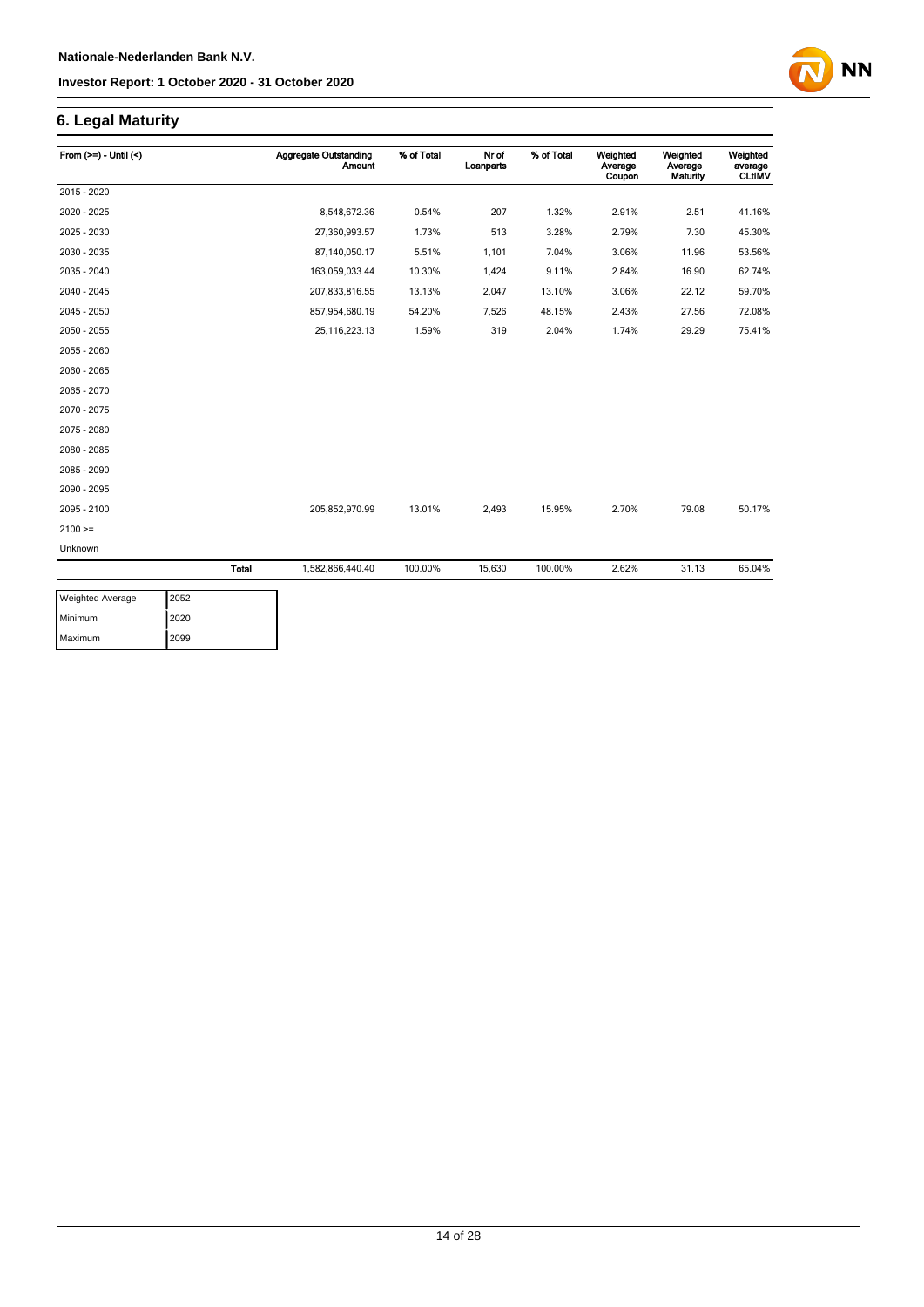## 6. Legal Maturity

| From (>=) - Until (<) | Aggregate Outstanding Amount | % of Total | Nr of Loanparts | % of Total | Weighted Average Coupon | Weighted Average Maturity | Weighted average CLtIMV |
|---|---|---|---|---|---|---|---|
| 2015 - 2020 | | | | | | | |
| 2020 - 2025 | 8,548,672.36 | 0.54% | 207 | 1.32% | 2.91% | 2.51 | 41.16% |
| 2025 - 2030 | 27,360,993.57 | 1.73% | 513 | 3.28% | 2.79% | 7.30 | 45.30% |
| 2030 - 2035 | 87,140,050.17 | 5.51% | 1,101 | 7.04% | 3.06% | 11.96 | 53.56% |
| 2035 - 2040 | 163,059,033.44 | 10.30% | 1,424 | 9.11% | 2.84% | 16.90 | 62.74% |
| 2040 - 2045 | 207,833,816.55 | 13.13% | 2,047 | 13.10% | 3.06% | 22.12 | 59.70% |
| 2045 - 2050 | 857,954,680.19 | 54.20% | 7,526 | 48.15% | 2.43% | 27.56 | 72.08% |
| 2050 - 2055 | 25,116,223.13 | 1.59% | 319 | 2.04% | 1.74% | 29.29 | 75.41% |
| 2055 - 2060 | | | | | | | |
| 2060 - 2065 | | | | | | | |
| 2065 - 2070 | | | | | | | |
| 2070 - 2075 | | | | | | | |
| 2075 - 2080 | | | | | | | |
| 2080 - 2085 | | | | | | | |
| 2085 - 2090 | | | | | | | |
| 2090 - 2095 | | | | | | | |
| 2095 - 2100 | 205,852,970.99 | 13.01% | 2,493 | 15.95% | 2.70% | 79.08 | 50.17% |
| 2100 >= | | | | | | | |
| Unknown | | | | | | | |
| **Total** | 1,582,866,440.40 | 100.00% | 15,630 | 100.00% | 2.62% | 31.13 | 65.04% |

| | |
|---|---|
| Weighted Average | 2052 |
| Minimum | 2020 |
| Maximum | 2099 |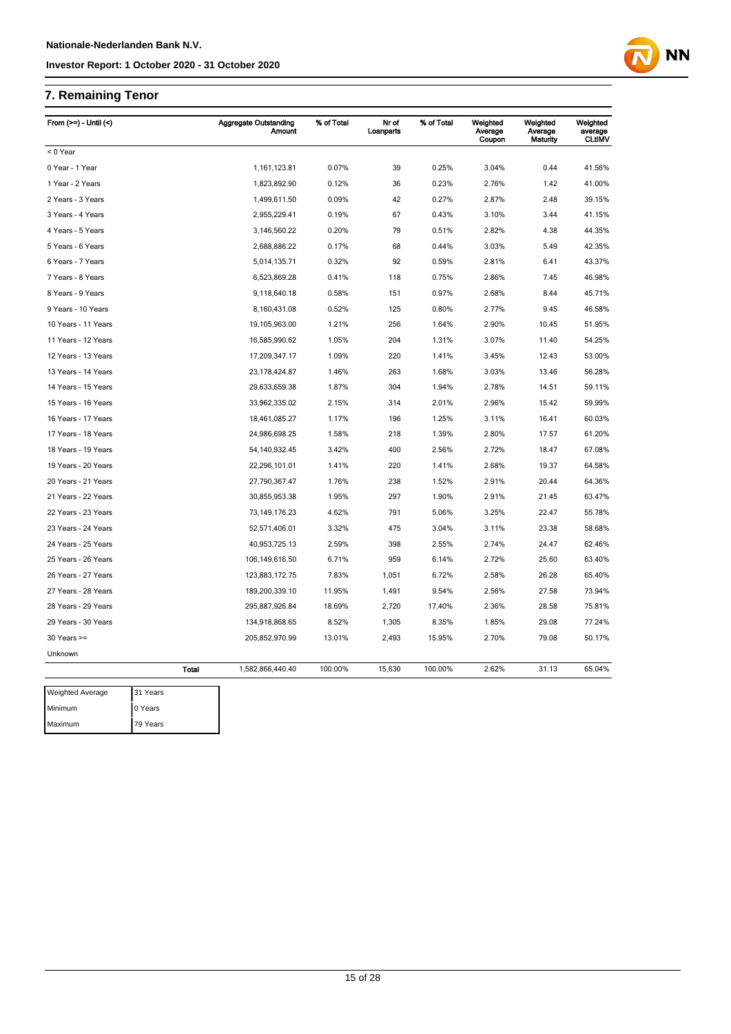## 7. Remaining Tenor

| From (>=) - Until (<) | | Aggregate Outstanding Amount | % of Total | Nr of Loanparts | % of Total | Weighted Average Coupon | Weighted Average Maturity | Weighted average CLtIMV |
|---|---|---|---|---|---|---|---|---|
| < 0 Year | | | | | | | | |
| 0 Year - 1 Year | | 1,161,123.81 | 0.07% | 39 | 0.25% | 3.04% | 0.44 | 41.56% |
| 1 Year - 2 Years | | 1,823,892.90 | 0.12% | 36 | 0.23% | 2.76% | 1.42 | 41.00% |
| 2 Years - 3 Years | | 1,499,611.50 | 0.09% | 42 | 0.27% | 2.87% | 2.48 | 39.15% |
| 3 Years - 4 Years | | 2,955,229.41 | 0.19% | 67 | 0.43% | 3.10% | 3.44 | 41.15% |
| 4 Years - 5 Years | | 3,146,560.22 | 0.20% | 79 | 0.51% | 2.82% | 4.38 | 44.35% |
| 5 Years - 6 Years | | 2,688,886.22 | 0.17% | 68 | 0.44% | 3.03% | 5.49 | 42.35% |
| 6 Years - 7 Years | | 5,014,135.71 | 0.32% | 92 | 0.59% | 2.81% | 6.41 | 43.37% |
| 7 Years - 8 Years | | 6,523,869.28 | 0.41% | 118 | 0.75% | 2.86% | 7.45 | 46.98% |
| 8 Years - 9 Years | | 9,118,640.18 | 0.58% | 151 | 0.97% | 2.68% | 8.44 | 45.71% |
| 9 Years - 10 Years | | 8,160,431.08 | 0.52% | 125 | 0.80% | 2.77% | 9.45 | 46.58% |
| 10 Years - 11 Years | | 19,105,963.00 | 1.21% | 256 | 1.64% | 2.90% | 10.45 | 51.95% |
| 11 Years - 12 Years | | 16,585,990.62 | 1.05% | 204 | 1.31% | 3.07% | 11.40 | 54.25% |
| 12 Years - 13 Years | | 17,209,347.17 | 1.09% | 220 | 1.41% | 3.45% | 12.43 | 53.00% |
| 13 Years - 14 Years | | 23,178,424.87 | 1.46% | 263 | 1.68% | 3.03% | 13.46 | 56.28% |
| 14 Years - 15 Years | | 29,633,659.38 | 1.87% | 304 | 1.94% | 2.78% | 14.51 | 59.11% |
| 15 Years - 16 Years | | 33,962,335.02 | 2.15% | 314 | 2.01% | 2.96% | 15.42 | 59.99% |
| 16 Years - 17 Years | | 18,461,085.27 | 1.17% | 196 | 1.25% | 3.11% | 16.41 | 60.03% |
| 17 Years - 18 Years | | 24,986,698.25 | 1.58% | 218 | 1.39% | 2.80% | 17.57 | 61.20% |
| 18 Years - 19 Years | | 54,140,932.45 | 3.42% | 400 | 2.56% | 2.72% | 18.47 | 67.08% |
| 19 Years - 20 Years | | 22,296,101.01 | 1.41% | 220 | 1.41% | 2.68% | 19.37 | 64.58% |
| 20 Years - 21 Years | | 27,790,367.47 | 1.76% | 238 | 1.52% | 2.91% | 20.44 | 64.36% |
| 21 Years - 22 Years | | 30,855,953.38 | 1.95% | 297 | 1.90% | 2.91% | 21.45 | 63.47% |
| 22 Years - 23 Years | | 73,149,176.23 | 4.62% | 791 | 5.06% | 3.25% | 22.47 | 55.78% |
| 23 Years - 24 Years | | 52,571,406.01 | 3.32% | 475 | 3.04% | 3.11% | 23.38 | 58.68% |
| 24 Years - 25 Years | | 40,953,725.13 | 2.59% | 398 | 2.55% | 2.74% | 24.47 | 62.46% |
| 25 Years - 26 Years | | 106,149,616.50 | 6.71% | 959 | 6.14% | 2.72% | 25.60 | 63.40% |
| 26 Years - 27 Years | | 123,883,172.75 | 7.83% | 1,051 | 6.72% | 2.58% | 26.28 | 65.40% |
| 27 Years - 28 Years | | 189,200,339.10 | 11.95% | 1,491 | 9.54% | 2.56% | 27.58 | 73.94% |
| 28 Years - 29 Years | | 295,887,926.84 | 18.69% | 2,720 | 17.40% | 2.36% | 28.58 | 75.81% |
| 29 Years - 30 Years | | 134,918,868.65 | 8.52% | 1,305 | 8.35% | 1.85% | 29.08 | 77.24% |
| 30 Years >= | | 205,852,970.99 | 13.01% | 2,493 | 15.95% | 2.70% | 79.08 | 50.17% |
| Unknown | | | | | | | | |
| | **Total** | 1,582,866,440.40 | 100.00% | 15,630 | 100.00% | 2.62% | 31.13 | 65.04% |

| | |
|---|---|
| Weighted Average | 31 Years |
| Minimum | 0 Years |
| Maximum | 79 Years |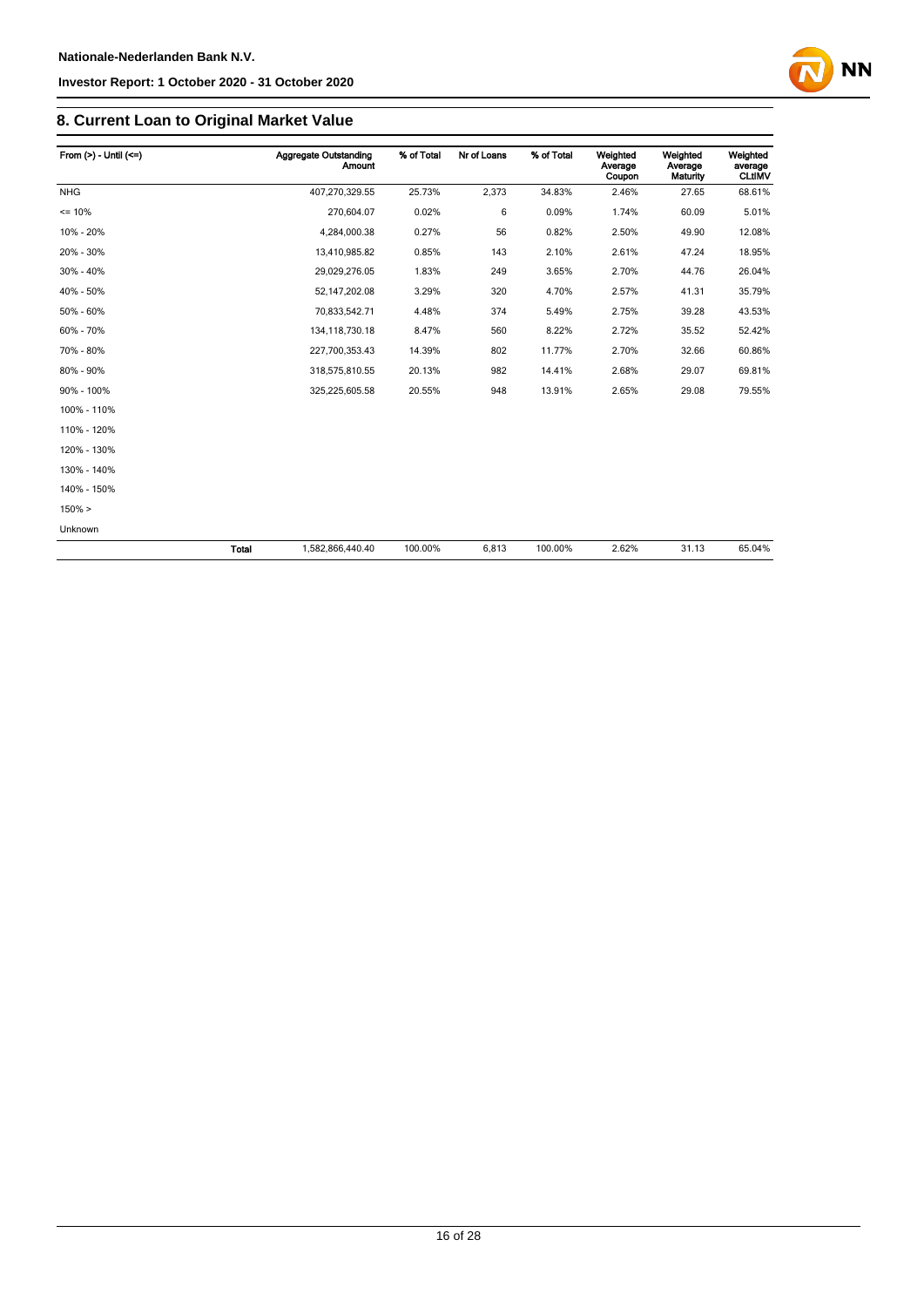## 8. Current Loan to Original Market Value

| From (>) - Until (<=) | | Aggregate Outstanding Amount | % of Total | Nr of Loans | % of Total | Weighted Average Coupon | Weighted Average Maturity | Weighted average CLtIMV |
|---|---|---|---|---|---|---|---|---|
| NHG | | 407,270,329.55 | 25.73% | 2,373 | 34.83% | 2.46% | 27.65 | 68.61% |
| <= 10% | | 270,604.07 | 0.02% | 6 | 0.09% | 1.74% | 60.09 | 5.01% |
| 10% - 20% | | 4,284,000.38 | 0.27% | 56 | 0.82% | 2.50% | 49.90 | 12.08% |
| 20% - 30% | | 13,410,985.82 | 0.85% | 143 | 2.10% | 2.61% | 47.24 | 18.95% |
| 30% - 40% | | 29,029,276.05 | 1.83% | 249 | 3.65% | 2.70% | 44.76 | 26.04% |
| 40% - 50% | | 52,147,202.08 | 3.29% | 320 | 4.70% | 2.57% | 41.31 | 35.79% |
| 50% - 60% | | 70,833,542.71 | 4.48% | 374 | 5.49% | 2.75% | 39.28 | 43.53% |
| 60% - 70% | | 134,118,730.18 | 8.47% | 560 | 8.22% | 2.72% | 35.52 | 52.42% |
| 70% - 80% | | 227,700,353.43 | 14.39% | 802 | 11.77% | 2.70% | 32.66 | 60.86% |
| 80% - 90% | | 318,575,810.55 | 20.13% | 982 | 14.41% | 2.68% | 29.07 | 69.81% |
| 90% - 100% | | 325,225,605.58 | 20.55% | 948 | 13.91% | 2.65% | 29.08 | 79.55% |
| 100% - 110% | | | | | | | | |
| 110% - 120% | | | | | | | | |
| 120% - 130% | | | | | | | | |
| 130% - 140% | | | | | | | | |
| 140% - 150% | | | | | | | | |
| 150% > | | | | | | | | |
| Unknown | | | | | | | | |
| | **Total** | 1,582,866,440.40 | 100.00% | 6,813 | 100.00% | 2.62% | 31.13 | 65.04% |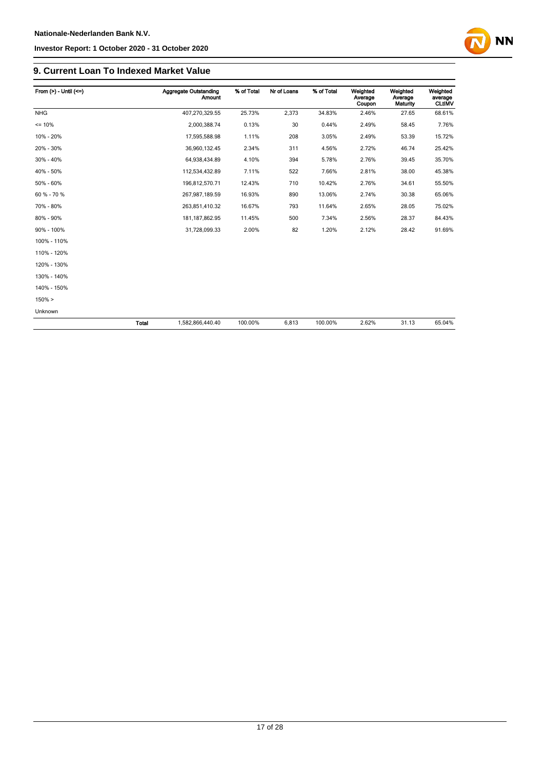## 9. Current Loan To Indexed Market Value

| From (>) - Until (<=) | | Aggregate Outstanding Amount | % of Total | Nr of Loans | % of Total | Weighted Average Coupon | Weighted Average Maturity | Weighted average CLtIMV |
|---|---|---|---|---|---|---|---|---|
| NHG | | 407,270,329.55 | 25.73% | 2,373 | 34.83% | 2.46% | 27.65 | 68.61% |
| <= 10% | | 2,000,388.74 | 0.13% | 30 | 0.44% | 2.49% | 58.45 | 7.76% |
| 10% - 20% | | 17,595,588.98 | 1.11% | 208 | 3.05% | 2.49% | 53.39 | 15.72% |
| 20% - 30% | | 36,960,132.45 | 2.34% | 311 | 4.56% | 2.72% | 46.74 | 25.42% |
| 30% - 40% | | 64,938,434.89 | 4.10% | 394 | 5.78% | 2.76% | 39.45 | 35.70% |
| 40% - 50% | | 112,534,432.89 | 7.11% | 522 | 7.66% | 2.81% | 38.00 | 45.38% |
| 50% - 60% | | 196,812,570.71 | 12.43% | 710 | 10.42% | 2.76% | 34.61 | 55.50% |
| 60 % - 70 % | | 267,987,189.59 | 16.93% | 890 | 13.06% | 2.74% | 30.38 | 65.06% |
| 70% - 80% | | 263,851,410.32 | 16.67% | 793 | 11.64% | 2.65% | 28.05 | 75.02% |
| 80% - 90% | | 181,187,862.95 | 11.45% | 500 | 7.34% | 2.56% | 28.37 | 84.43% |
| 90% - 100% | | 31,728,099.33 | 2.00% | 82 | 1.20% | 2.12% | 28.42 | 91.69% |
| 100% - 110% | | | | | | | | |
| 110% - 120% | | | | | | | | |
| 120% - 130% | | | | | | | | |
| 130% - 140% | | | | | | | | |
| 140% - 150% | | | | | | | | |
| 150% > | | | | | | | | |
| Unknown | | | | | | | | |
| | **Total** | 1,582,866,440.40 | 100.00% | 6,813 | 100.00% | 2.62% | 31.13 | 65.04% |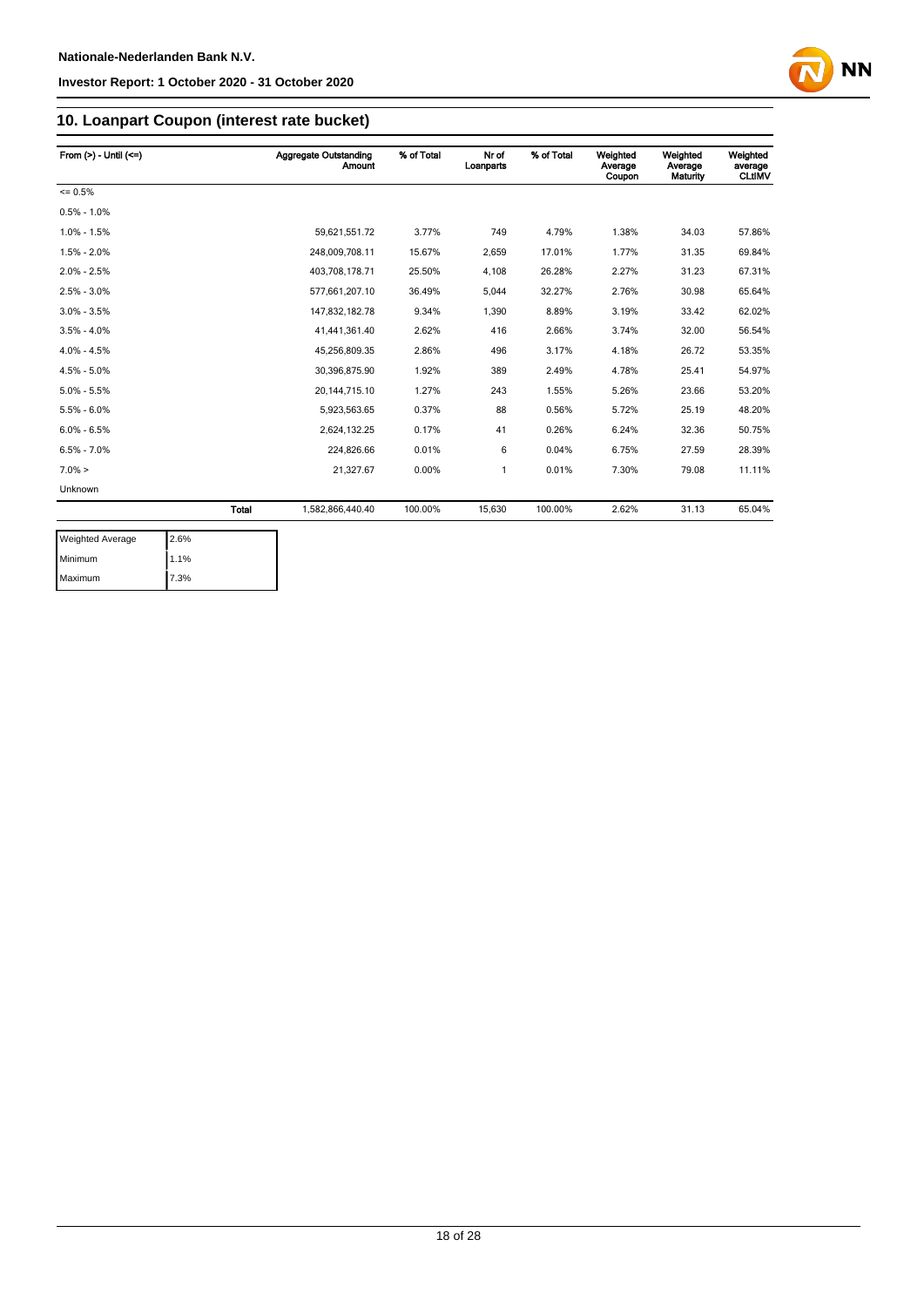## 10. Loanpart Coupon (interest rate bucket)

| From (>) - Until (<=) | | Aggregate Outstanding Amount | % of Total | Nr of Loanparts | % of Total | Weighted Average Coupon | Weighted Average Maturity | Weighted average CLtIMV |
|---|---|---|---|---|---|---|---|---|
| <= 0.5% | | | | | | | | |
| 0.5% - 1.0% | | | | | | | | |
| 1.0% - 1.5% | | 59,621,551.72 | 3.77% | 749 | 4.79% | 1.38% | 34.03 | 57.86% |
| 1.5% - 2.0% | | 248,009,708.11 | 15.67% | 2,659 | 17.01% | 1.77% | 31.35 | 69.84% |
| 2.0% - 2.5% | | 403,708,178.71 | 25.50% | 4,108 | 26.28% | 2.27% | 31.23 | 67.31% |
| 2.5% - 3.0% | | 577,661,207.10 | 36.49% | 5,044 | 32.27% | 2.76% | 30.98 | 65.64% |
| 3.0% - 3.5% | | 147,832,182.78 | 9.34% | 1,390 | 8.89% | 3.19% | 33.42 | 62.02% |
| 3.5% - 4.0% | | 41,441,361.40 | 2.62% | 416 | 2.66% | 3.74% | 32.00 | 56.54% |
| 4.0% - 4.5% | | 45,256,809.35 | 2.86% | 496 | 3.17% | 4.18% | 26.72 | 53.35% |
| 4.5% - 5.0% | | 30,396,875.90 | 1.92% | 389 | 2.49% | 4.78% | 25.41 | 54.97% |
| 5.0% - 5.5% | | 20,144,715.10 | 1.27% | 243 | 1.55% | 5.26% | 23.66 | 53.20% |
| 5.5% - 6.0% | | 5,923,563.65 | 0.37% | 88 | 0.56% | 5.72% | 25.19 | 48.20% |
| 6.0% - 6.5% | | 2,624,132.25 | 0.17% | 41 | 0.26% | 6.24% | 32.36 | 50.75% |
| 6.5% - 7.0% | | 224,826.66 | 0.01% | 6 | 0.04% | 6.75% | 27.59 | 28.39% |
| 7.0% > | | 21,327.67 | 0.00% | 1 | 0.01% | 7.30% | 79.08 | 11.11% |
| Unknown | | | | | | | | |
| | Total | 1,582,866,440.40 | 100.00% | 15,630 | 100.00% | 2.62% | 31.13 | 65.04% |

| | |
|---|---|
| Weighted Average | 2.6% |
| Minimum | 1.1% |
| Maximum | 7.3% |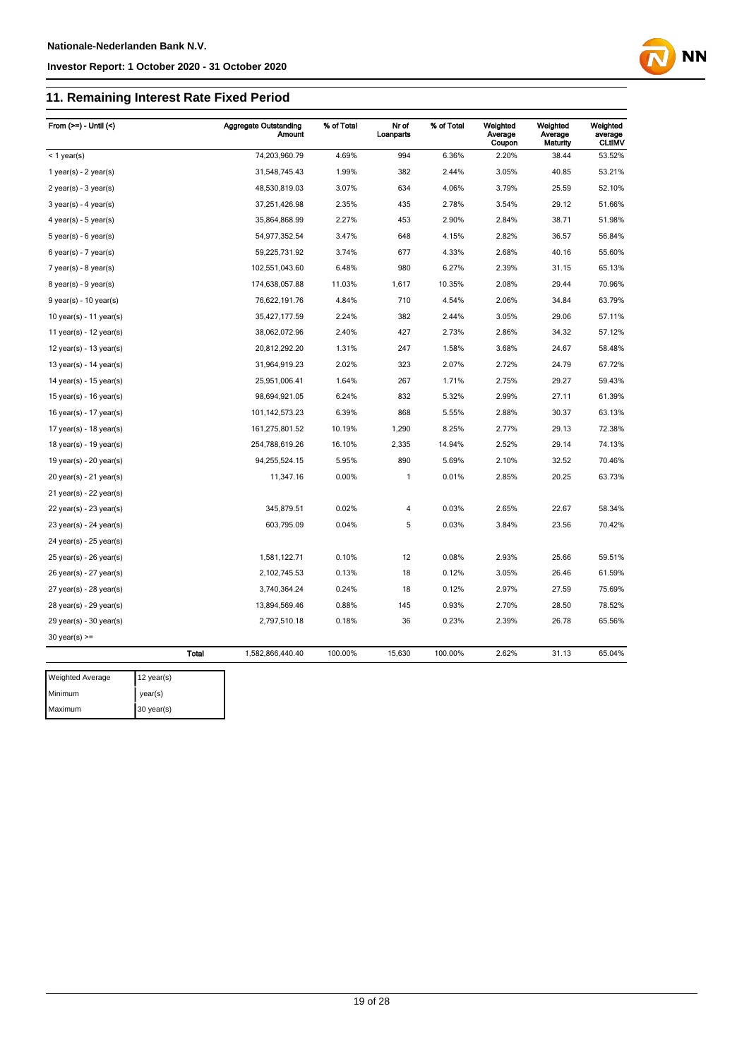## 11. Remaining Interest Rate Fixed Period

| From (>=) - Until (<) | | Aggregate Outstanding Amount | % of Total | Nr of Loanparts | % of Total | Weighted Average Coupon | Weighted Average Maturity | Weighted average CLtIMV |
|---|---|---|---|---|---|---|---|---|
| < 1 year(s) | | 74,203,960.79 | 4.69% | 994 | 6.36% | 2.20% | 38.44 | 53.52% |
| 1 year(s) - 2 year(s) | | 31,548,745.43 | 1.99% | 382 | 2.44% | 3.05% | 40.85 | 53.21% |
| 2 year(s) - 3 year(s) | | 48,530,819.03 | 3.07% | 634 | 4.06% | 3.79% | 25.59 | 52.10% |
| 3 year(s) - 4 year(s) | | 37,251,426.98 | 2.35% | 435 | 2.78% | 3.54% | 29.12 | 51.66% |
| 4 year(s) - 5 year(s) | | 35,864,868.99 | 2.27% | 453 | 2.90% | 2.84% | 38.71 | 51.98% |
| 5 year(s) - 6 year(s) | | 54,977,352.54 | 3.47% | 648 | 4.15% | 2.82% | 36.57 | 56.84% |
| 6 year(s) - 7 year(s) | | 59,225,731.92 | 3.74% | 677 | 4.33% | 2.68% | 40.16 | 55.60% |
| 7 year(s) - 8 year(s) | | 102,551,043.60 | 6.48% | 980 | 6.27% | 2.39% | 31.15 | 65.13% |
| 8 year(s) - 9 year(s) | | 174,638,057.88 | 11.03% | 1,617 | 10.35% | 2.08% | 29.44 | 70.96% |
| 9 year(s) - 10 year(s) | | 76,622,191.76 | 4.84% | 710 | 4.54% | 2.06% | 34.84 | 63.79% |
| 10 year(s) - 11 year(s) | | 35,427,177.59 | 2.24% | 382 | 2.44% | 3.05% | 29.06 | 57.11% |
| 11 year(s) - 12 year(s) | | 38,062,072.96 | 2.40% | 427 | 2.73% | 2.86% | 34.32 | 57.12% |
| 12 year(s) - 13 year(s) | | 20,812,292.20 | 1.31% | 247 | 1.58% | 3.68% | 24.67 | 58.48% |
| 13 year(s) - 14 year(s) | | 31,964,919.23 | 2.02% | 323 | 2.07% | 2.72% | 24.79 | 67.72% |
| 14 year(s) - 15 year(s) | | 25,951,006.41 | 1.64% | 267 | 1.71% | 2.75% | 29.27 | 59.43% |
| 15 year(s) - 16 year(s) | | 98,694,921.05 | 6.24% | 832 | 5.32% | 2.99% | 27.11 | 61.39% |
| 16 year(s) - 17 year(s) | | 101,142,573.23 | 6.39% | 868 | 5.55% | 2.88% | 30.37 | 63.13% |
| 17 year(s) - 18 year(s) | | 161,275,801.52 | 10.19% | 1,290 | 8.25% | 2.77% | 29.13 | 72.38% |
| 18 year(s) - 19 year(s) | | 254,788,619.26 | 16.10% | 2,335 | 14.94% | 2.52% | 29.14 | 74.13% |
| 19 year(s) - 20 year(s) | | 94,255,524.15 | 5.95% | 890 | 5.69% | 2.10% | 32.52 | 70.46% |
| 20 year(s) - 21 year(s) | | 11,347.16 | 0.00% | 1 | 0.01% | 2.85% | 20.25 | 63.73% |
| 21 year(s) - 22 year(s) | | | | | | | | |
| 22 year(s) - 23 year(s) | | 345,879.51 | 0.02% | 4 | 0.03% | 2.65% | 22.67 | 58.34% |
| 23 year(s) - 24 year(s) | | 603,795.09 | 0.04% | 5 | 0.03% | 3.84% | 23.56 | 70.42% |
| 24 year(s) - 25 year(s) | | | | | | | | |
| 25 year(s) - 26 year(s) | | 1,581,122.71 | 0.10% | 12 | 0.08% | 2.93% | 25.66 | 59.51% |
| 26 year(s) - 27 year(s) | | 2,102,745.53 | 0.13% | 18 | 0.12% | 3.05% | 26.46 | 61.59% |
| 27 year(s) - 28 year(s) | | 3,740,364.24 | 0.24% | 18 | 0.12% | 2.97% | 27.59 | 75.69% |
| 28 year(s) - 29 year(s) | | 13,894,569.46 | 0.88% | 145 | 0.93% | 2.70% | 28.50 | 78.52% |
| 29 year(s) - 30 year(s) | | 2,797,510.18 | 0.18% | 36 | 0.23% | 2.39% | 26.78 | 65.56% |
| 30 year(s) >= | | | | | | | | |
| | Total | 1,582,866,440.40 | 100.00% | 15,630 | 100.00% | 2.62% | 31.13 | 65.04% |

| | |
|---|---|
| Weighted Average | 12 year(s) |
| Minimum | year(s) |
| Maximum | 30 year(s) |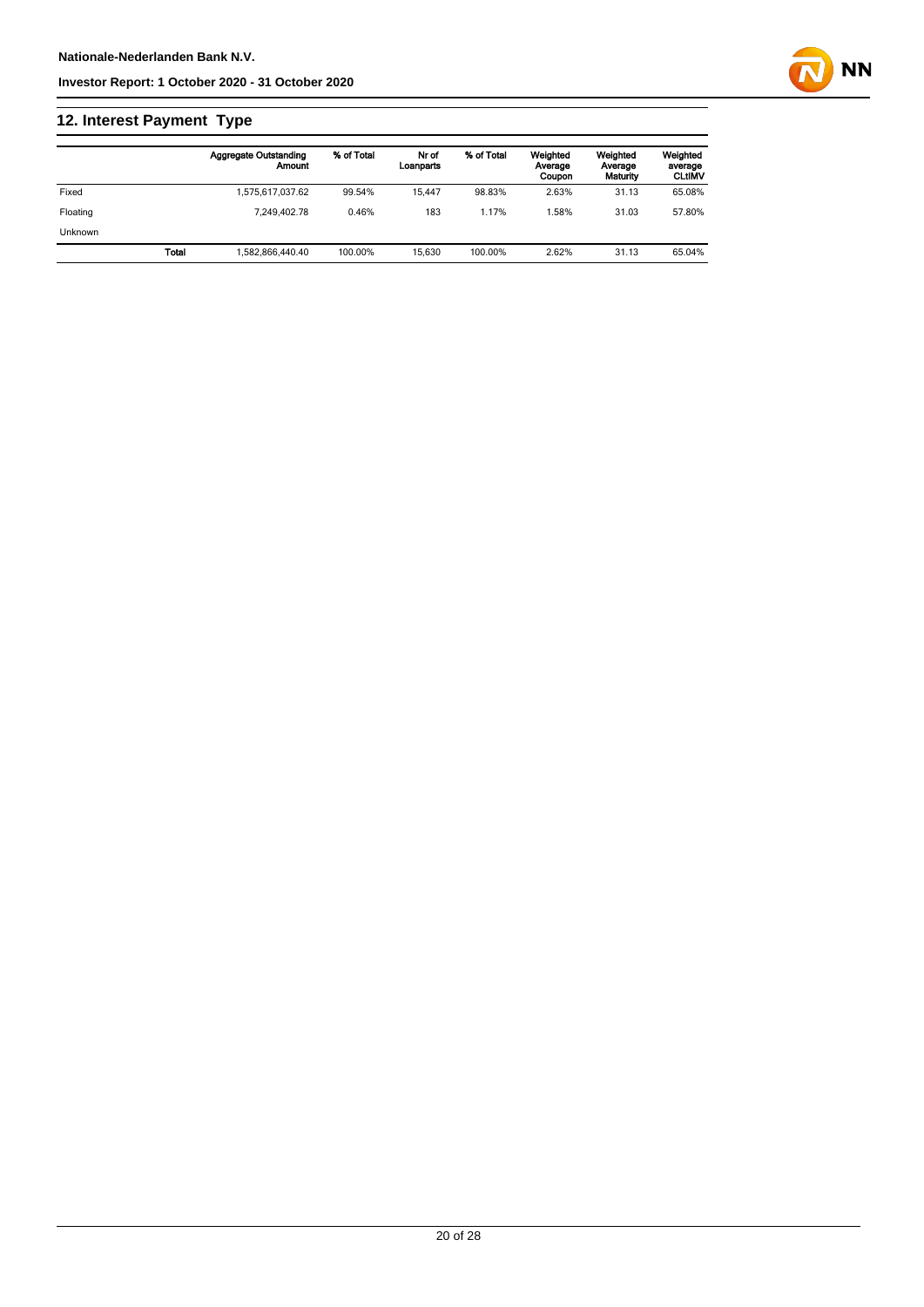## 12. Interest Payment Type

| | | Aggregate Outstanding Amount | % of Total | Nr of Loanparts | % of Total | Weighted Average Coupon | Weighted Average Maturity | Weighted average CLtIMV |
|---|---|---|---|---|---|---|---|---|
| Fixed | | 1,575,617,037.62 | 99.54% | 15,447 | 98.83% | 2.63% | 31.13 | 65.08% |
| Floating | | 7,249,402.78 | 0.46% | 183 | 1.17% | 1.58% | 31.03 | 57.80% |
| Unknown | | | | | | | | |
| | **Total** | 1,582,866,440.40 | 100.00% | 15,630 | 100.00% | 2.62% | 31.13 | 65.04% |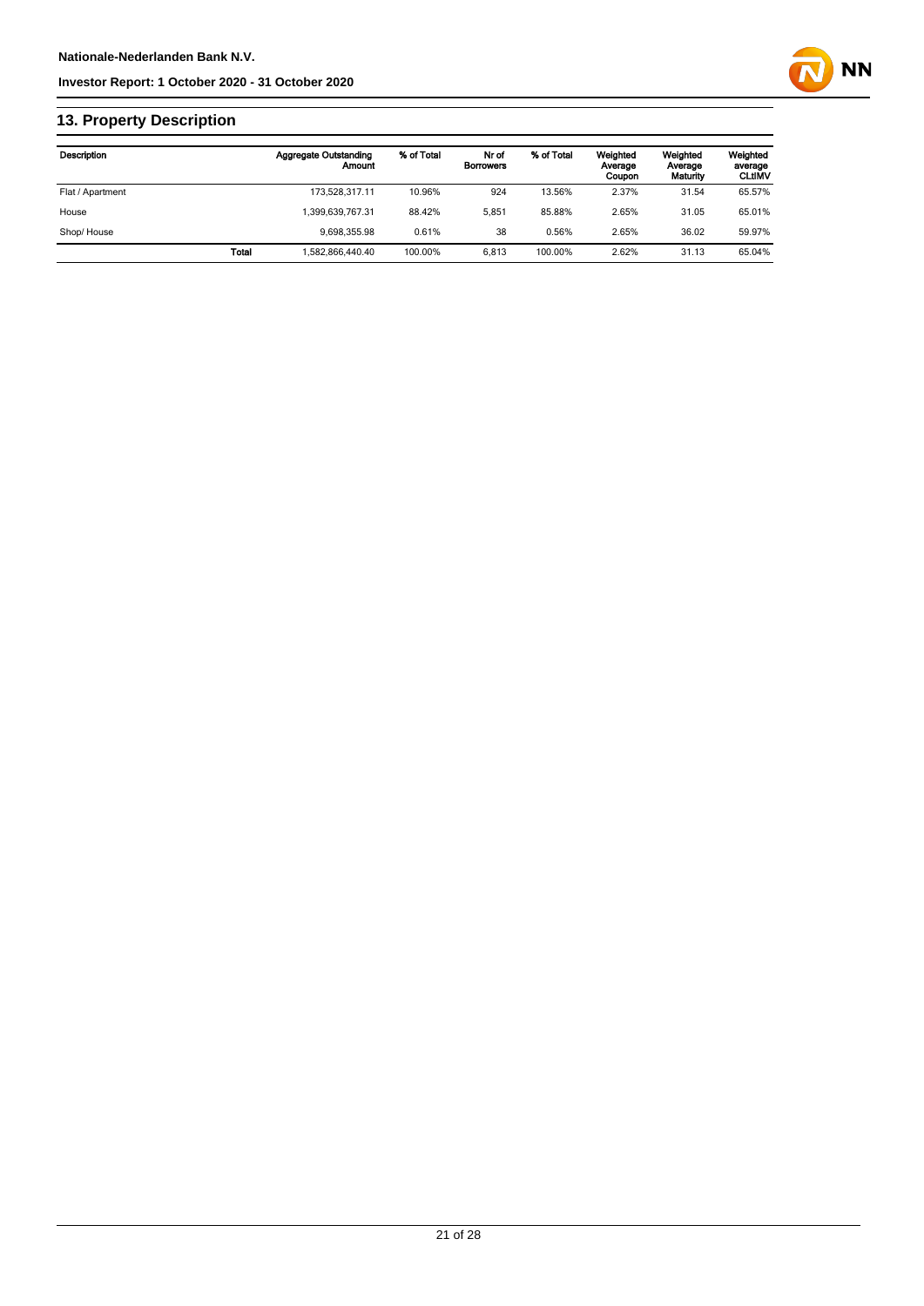## 13. Property Description

| Description | | Aggregate Outstanding Amount | % of Total | Nr of Borrowers | % of Total | Weighted Average Coupon | Weighted Average Maturity | Weighted average CLtIMV |
|---|---|---|---|---|---|---|---|---|
| Flat / Apartment | | 173,528,317.11 | 10.96% | 924 | 13.56% | 2.37% | 31.54 | 65.57% |
| House | | 1,399,639,767.31 | 88.42% | 5,851 | 85.88% | 2.65% | 31.05 | 65.01% |
| Shop/ House | | 9,698,355.98 | 0.61% | 38 | 0.56% | 2.65% | 36.02 | 59.97% |
| | **Total** | 1,582,866,440.40 | 100.00% | 6,813 | 100.00% | 2.62% | 31.13 | 65.04% |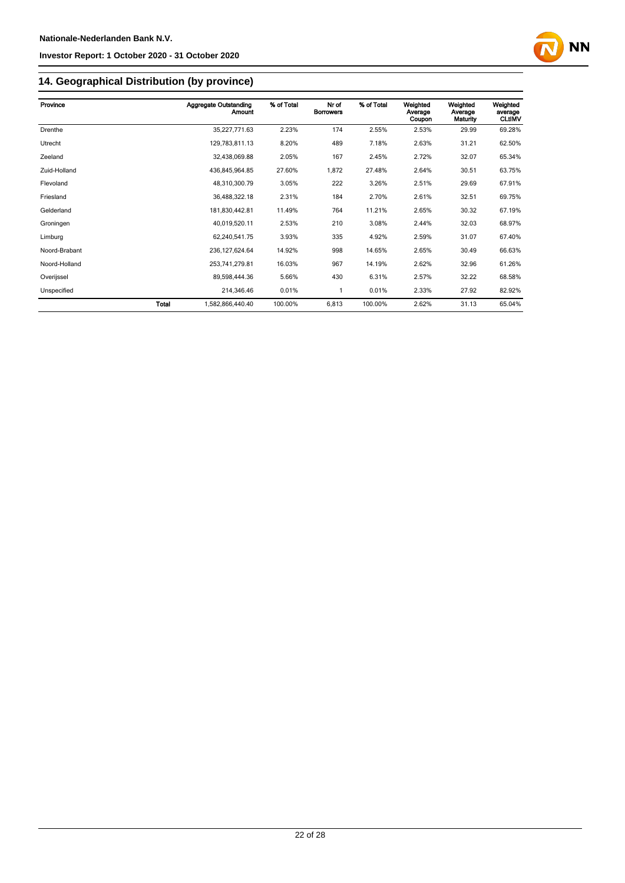## 14. Geographical Distribution (by province)

| Province | | Aggregate Outstanding Amount | % of Total | Nr of Borrowers | % of Total | Weighted Average Coupon | Weighted Average Maturity | Weighted average CLtIMV |
|---|---|---|---|---|---|---|---|---|
| Drenthe | | 35,227,771.63 | 2.23% | 174 | 2.55% | 2.53% | 29.99 | 69.28% |
| Utrecht | | 129,783,811.13 | 8.20% | 489 | 7.18% | 2.63% | 31.21 | 62.50% |
| Zeeland | | 32,438,069.88 | 2.05% | 167 | 2.45% | 2.72% | 32.07 | 65.34% |
| Zuid-Holland | | 436,845,964.85 | 27.60% | 1,872 | 27.48% | 2.64% | 30.51 | 63.75% |
| Flevoland | | 48,310,300.79 | 3.05% | 222 | 3.26% | 2.51% | 29.69 | 67.91% |
| Friesland | | 36,488,322.18 | 2.31% | 184 | 2.70% | 2.61% | 32.51 | 69.75% |
| Gelderland | | 181,830,442.81 | 11.49% | 764 | 11.21% | 2.65% | 30.32 | 67.19% |
| Groningen | | 40,019,520.11 | 2.53% | 210 | 3.08% | 2.44% | 32.03 | 68.97% |
| Limburg | | 62,240,541.75 | 3.93% | 335 | 4.92% | 2.59% | 31.07 | 67.40% |
| Noord-Brabant | | 236,127,624.64 | 14.92% | 998 | 14.65% | 2.65% | 30.49 | 66.63% |
| Noord-Holland | | 253,741,279.81 | 16.03% | 967 | 14.19% | 2.62% | 32.96 | 61.26% |
| Overijssel | | 89,598,444.36 | 5.66% | 430 | 6.31% | 2.57% | 32.22 | 68.58% |
| Unspecified | | 214,346.46 | 0.01% | 1 | 0.01% | 2.33% | 27.92 | 82.92% |
| | **Total** | 1,582,866,440.40 | 100.00% | 6,813 | 100.00% | 2.62% | 31.13 | 65.04% |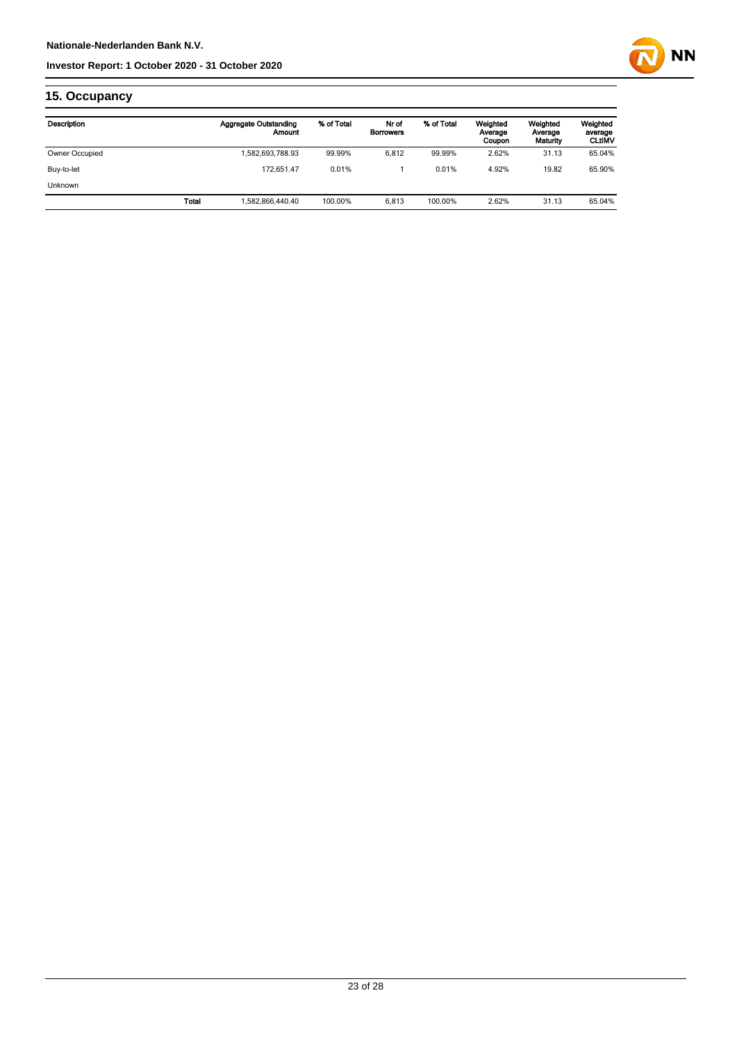## 15. Occupancy

| Description | | Aggregate Outstanding Amount | % of Total | Nr of Borrowers | % of Total | Weighted Average Coupon | Weighted Average Maturity | Weighted average CLtIMV |
|---|---|---|---|---|---|---|---|---|
| Owner Occupied | | 1,582,693,788.93 | 99.99% | 6,812 | 99.99% | 2.62% | 31.13 | 65.04% |
| Buy-to-let | | 172,651.47 | 0.01% | 1 | 0.01% | 4.92% | 19.82 | 65.90% |
| Unknown | | | | | | | | |
| | **Total** | 1,582,866,440.40 | 100.00% | 6,813 | 100.00% | 2.62% | 31.13 | 65.04% |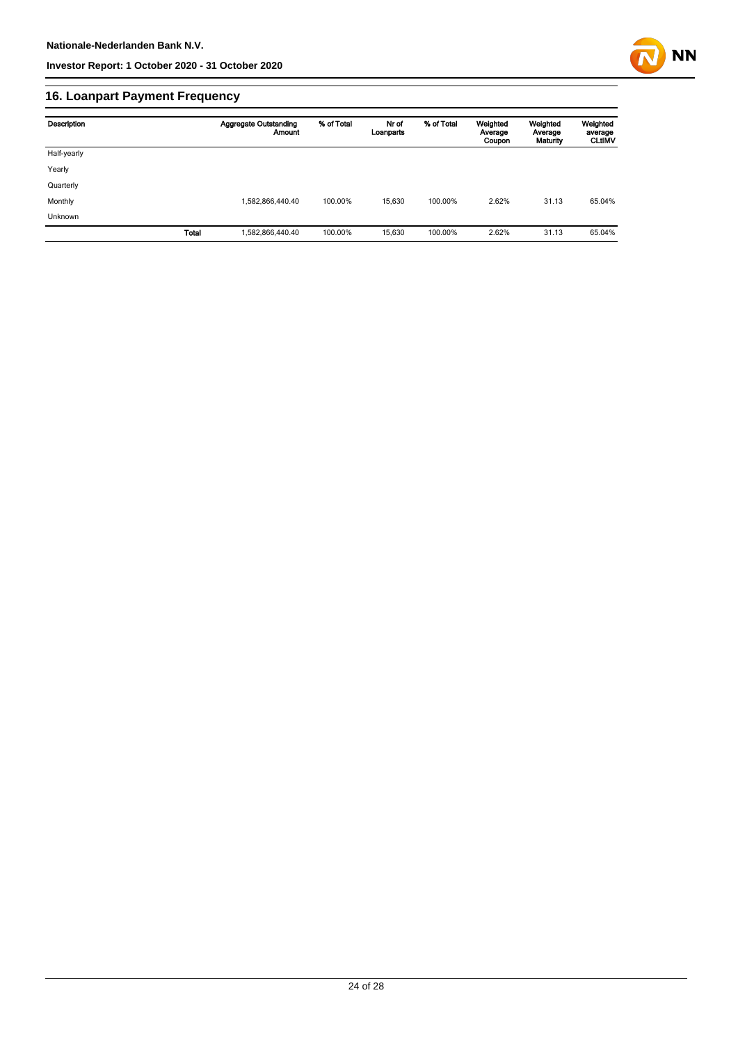## 16. Loanpart Payment Frequency

| Description | | Aggregate Outstanding Amount | % of Total | Nr of Loanparts | % of Total | Weighted Average Coupon | Weighted Average Maturity | Weighted average CLtIMV |
|---|---|---|---|---|---|---|---|---|
| Half-yearly | | | | | | | | |
| Yearly | | | | | | | | |
| Quarterly | | | | | | | | |
| Monthly | | 1,582,866,440.40 | 100.00% | 15,630 | 100.00% | 2.62% | 31.13 | 65.04% |
| Unknown | | | | | | | | |
| | **Total** | 1,582,866,440.40 | 100.00% | 15,630 | 100.00% | 2.62% | 31.13 | 65.04% |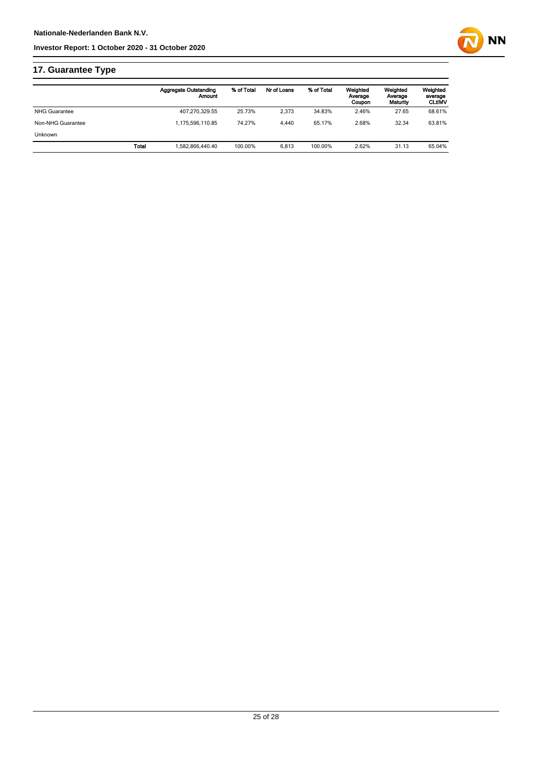## 17. Guarantee Type

| | | Aggregate Outstanding Amount | % of Total | Nr of Loans | % of Total | Weighted Average Coupon | Weighted Average Maturity | Weighted average CLtIMV |
|---|---|---|---|---|---|---|---|---|
| NHG Guarantee | | 407,270,329.55 | 25.73% | 2,373 | 34.83% | 2.46% | 27.65 | 68.61% |
| Non-NHG Guarantee | | 1,175,596,110.85 | 74.27% | 4,440 | 65.17% | 2.68% | 32.34 | 63.81% |
| Unknown | | | | | | | | |
| | **Total** | 1,582,866,440.40 | 100.00% | 6,813 | 100.00% | 2.62% | 31.13 | 65.04% |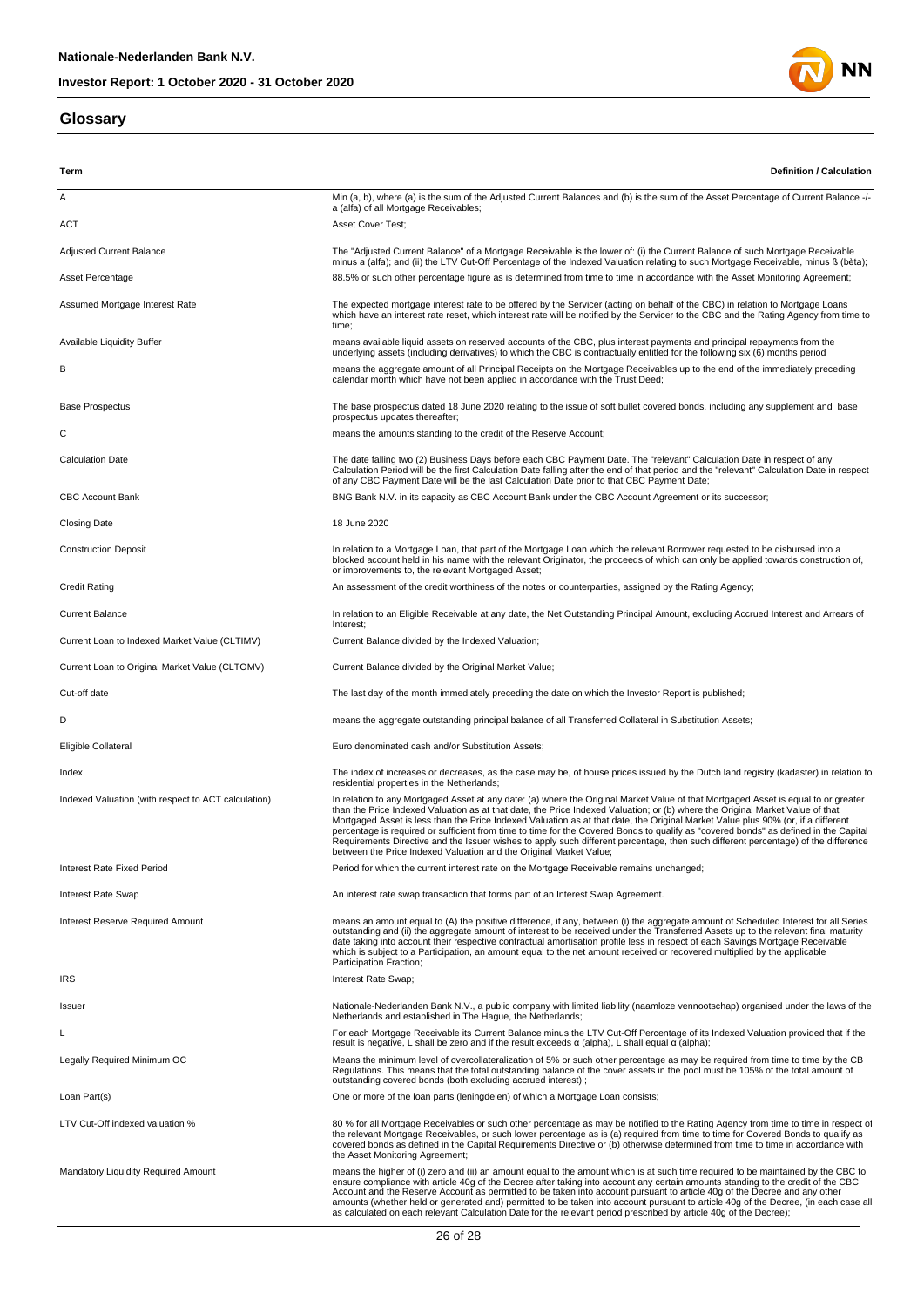## Glossary

| Term | Definition / Calculation |
|---|---|
| A | Min (a, b), where (a) is the sum of the Adjusted Current Balances and (b) is the sum of the Asset Percentage of Current Balance -/- a (alfa) of all Mortgage Receivables; |
| ACT | Asset Cover Test; |
| Adjusted Current Balance | The "Adjusted Current Balance" of a Mortgage Receivable is the lower of: (i) the Current Balance of such Mortgage Receivable minus a (alfa); and (ii) the LTV Cut-Off Percentage of the Indexed Valuation relating to such Mortgage Receivable, minus ß (bèta); |
| Asset Percentage | 88.5% or such other percentage figure as is determined from time to time in accordance with the Asset Monitoring Agreement; |
| Assumed Mortgage Interest Rate | The expected mortgage interest rate to be offered by the Servicer (acting on behalf of the CBC) in relation to Mortgage Loans which have an interest rate reset, which interest rate will be notified by the Servicer to the CBC and the Rating Agency from time to time; |
| Available Liquidity Buffer | means available liquid assets on reserved accounts of the CBC, plus interest payments and principal repayments from the underlying assets (including derivatives) to which the CBC is contractually entitled for the following six (6) months period |
| B | means the aggregate amount of all Principal Receipts on the Mortgage Receivables up to the end of the immediately preceding calendar month which have not been applied in accordance with the Trust Deed; |
| Base Prospectus | The base prospectus dated 18 June 2020 relating to the issue of soft bullet covered bonds, including any supplement and base prospectus updates thereafter; |
| C | means the amounts standing to the credit of the Reserve Account; |
| Calculation Date | The date falling two (2) Business Days before each CBC Payment Date. The "relevant" Calculation Date in respect of any Calculation Period will be the first Calculation Date falling after the end of that period and the "relevant" Calculation Date in respect of any CBC Payment Date will be the last Calculation Date prior to that CBC Payment Date; |
| CBC Account Bank | BNG Bank N.V. in its capacity as CBC Account Bank under the CBC Account Agreement or its successor; |
| Closing Date | 18 June 2020 |
| Construction Deposit | In relation to a Mortgage Loan, that part of the Mortgage Loan which the relevant Borrower requested to be disbursed into a blocked account held in his name with the relevant Originator, the proceeds of which can only be applied towards construction of, or improvements to, the relevant Mortgaged Asset; |
| Credit Rating | An assessment of the credit worthiness of the notes or counterparties, assigned by the Rating Agency; |
| Current Balance | In relation to an Eligible Receivable at any date, the Net Outstanding Principal Amount, excluding Accrued Interest and Arrears of Interest; |
| Current Loan to Indexed Market Value (CLTIMV) | Current Balance divided by the Indexed Valuation; |
| Current Loan to Original Market Value (CLTOMV) | Current Balance divided by the Original Market Value; |
| Cut-off date | The last day of the month immediately preceding the date on which the Investor Report is published; |
| D | means the aggregate outstanding principal balance of all Transferred Collateral in Substitution Assets; |
| Eligible Collateral | Euro denominated cash and/or Substitution Assets; |
| Index | The index of increases or decreases, as the case may be, of house prices issued by the Dutch land registry (kadaster) in relation to residential properties in the Netherlands; |
| Indexed Valuation (with respect to ACT calculation) | In relation to any Mortgaged Asset at any date: (a) where the Original Market Value of that Mortgaged Asset is equal to or greater than the Price Indexed Valuation as at that date, the Price Indexed Valuation; or (b) where the Original Market Value of that Mortgaged Asset is less than the Price Indexed Valuation as at that date, the Original Market Value plus 90% (or, if a different percentage is required or sufficient from time to time for the Covered Bonds to qualify as "covered bonds" as defined in the Capital Requirements Directive and the Issuer wishes to apply such different percentage, then such different percentage) of the difference between the Price Indexed Valuation and the Original Market Value; |
| Interest Rate Fixed Period | Period for which the current interest rate on the Mortgage Receivable remains unchanged; |
| Interest Rate Swap | An interest rate swap transaction that forms part of an Interest Swap Agreement. |
| Interest Reserve Required Amount | means an amount equal to (A) the positive difference, if any, between (i) the aggregate amount of Scheduled Interest for all Series outstanding and (ii) the aggregate amount of interest to be received under the Transferred Assets up to the relevant final maturity date taking into account their respective contractual amortisation profile less in respect of each Savings Mortgage Receivable which is subject to a Participation, an amount equal to the net amount received or recovered multiplied by the applicable Participation Fraction; |
| IRS | Interest Rate Swap; |
| Issuer | Nationale-Nederlanden Bank N.V., a public company with limited liability (naamloze vennootschap) organised under the laws of the Netherlands and established in The Hague, the Netherlands; |
| L | For each Mortgage Receivable its Current Balance minus the LTV Cut-Off Percentage of its Indexed Valuation provided that if the result is negative, L shall be zero and if the result exceeds α (alpha), L shall equal α (alpha); |
| Legally Required Minimum OC | Means the minimum level of overcollateralization of 5% or such other percentage as may be required from time to time by the CB Regulations. This means that the total outstanding balance of the cover assets in the pool must be 105% of the total amount of outstanding covered bonds (both excluding accrued interest) ; |
| Loan Part(s) | One or more of the loan parts (leningdelen) of which a Mortgage Loan consists; |
| LTV Cut-Off indexed valuation % | 80 % for all Mortgage Receivables or such other percentage as may be notified to the Rating Agency from time to time in respect of the relevant Mortgage Receivables, or such lower percentage as is (a) required from time to time for Covered Bonds to qualify as covered bonds as defined in the Capital Requirements Directive or (b) otherwise determined from time to time in accordance with the Asset Monitoring Agreement; |
| Mandatory Liquidity Required Amount | means the higher of (i) zero and (ii) an amount equal to the amount which is at such time required to be maintained by the CBC to ensure compliance with article 40g of the Decree after taking into account any certain amounts standing to the credit of the CBC Account and the Reserve Account as permitted to be taken into account pursuant to article 40g of the Decree and any other amounts (whether held or generated and) permitted to be taken into account pursuant to article 40g of the Decree, (in each case all as calculated on each relevant Calculation Date for the relevant period prescribed by article 40g of the Decree); |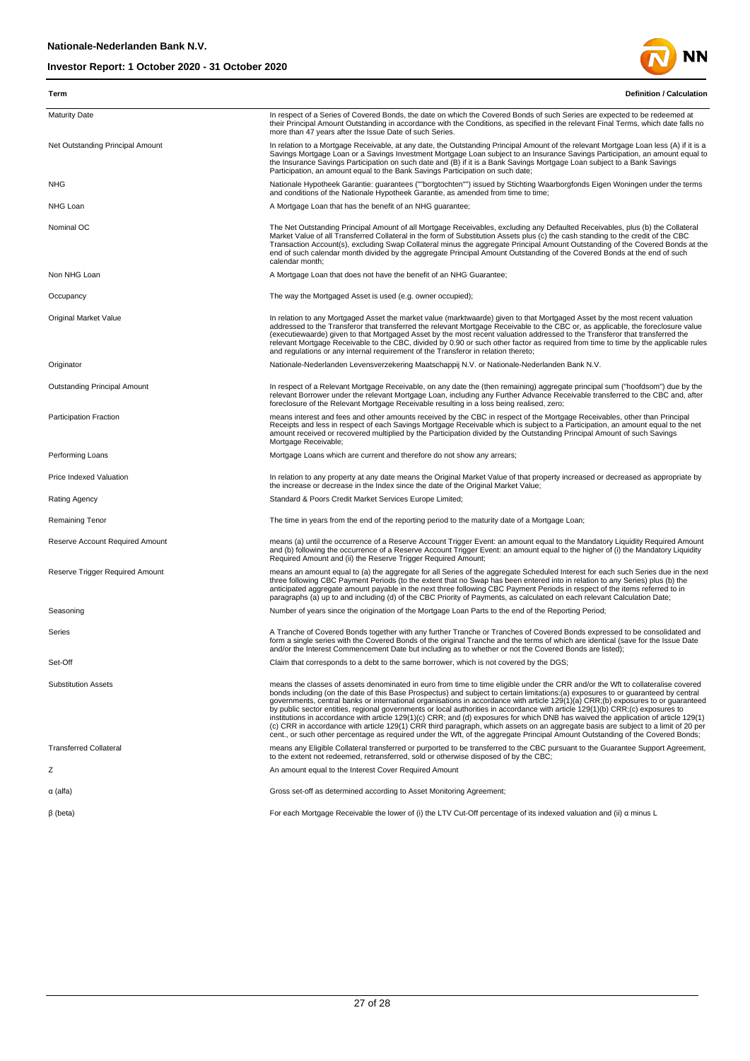| Term | Definition / Calculation |
| --- | --- |
| Maturity Date | In respect of a Series of Covered Bonds, the date on which the Covered Bonds of such Series are expected to be redeemed at their Principal Amount Outstanding in accordance with the Conditions, as specified in the relevant Final Terms, which date falls no more than 47 years after the Issue Date of such Series. |
| Net Outstanding Principal Amount | In relation to a Mortgage Receivable, at any date, the Outstanding Principal Amount of the relevant Mortgage Loan less (A) if it is a Savings Mortgage Loan or a Savings Investment Mortgage Loan subject to an Insurance Savings Participation, an amount equal to the Insurance Savings Participation on such date and (B) if it is a Bank Savings Mortgage Loan subject to a Bank Savings Participation, an amount equal to the Bank Savings Participation on such date; |
| NHG | Nationale Hypotheek Garantie: guarantees (""borgtochten"") issued by Stichting Waarborgfonds Eigen Woningen under the terms and conditions of the Nationale Hypotheek Garantie, as amended from time to time; |
| NHG Loan | A Mortgage Loan that has the benefit of an NHG guarantee; |
| Nominal OC | The Net Outstanding Principal Amount of all Mortgage Receivables, excluding any Defaulted Receivables, plus (b) the Collateral Market Value of all Transferred Collateral in the form of Substitution Assets plus (c) the cash standing to the credit of the CBC Transaction Account(s), excluding Swap Collateral minus the aggregate Principal Amount Outstanding of the Covered Bonds at the end of such calendar month divided by the aggregate Principal Amount Outstanding of the Covered Bonds at the end of such calendar month; |
| Non NHG Loan | A Mortgage Loan that does not have the benefit of an NHG Guarantee; |
| Occupancy | The way the Mortgaged Asset is used (e.g. owner occupied); |
| Original Market Value | In relation to any Mortgaged Asset the market value (marktwaarde) given to that Mortgaged Asset by the most recent valuation addressed to the Transferor that transferred the relevant Mortgage Receivable to the CBC or, as applicable, the foreclosure value (executiewaarde) given to that Mortgaged Asset by the most recent valuation addressed to the Transferor that transferred the relevant Mortgage Receivable to the CBC, divided by 0.90 or such other factor as required from time to time by the applicable rules and regulations or any internal requirement of the Transferor in relation thereto; |
| Originator | Nationale-Nederlanden Levensverzekering Maatschappij N.V. or Nationale-Nederlanden Bank N.V. |
| Outstanding Principal Amount | In respect of a Relevant Mortgage Receivable, on any date the (then remaining) aggregate principal sum ("hoofdsom") due by the relevant Borrower under the relevant Mortgage Loan, including any Further Advance Receivable transferred to the CBC and, after foreclosure of the Relevant Mortgage Receivable resulting in a loss being realised, zero; |
| Participation Fraction | means interest and fees and other amounts received by the CBC in respect of the Mortgage Receivables, other than Principal Receipts and less in respect of each Savings Mortgage Receivable which is subject to a Participation, an amount equal to the net amount received or recovered multiplied by the Participation divided by the Outstanding Principal Amount of such Savings Mortgage Receivable; |
| Performing Loans | Mortgage Loans which are current and therefore do not show any arrears; |
| Price Indexed Valuation | In relation to any property at any date means the Original Market Value of that property increased or decreased as appropriate by the increase or decrease in the Index since the date of the Original Market Value; |
| Rating Agency | Standard & Poors Credit Market Services Europe Limited; |
| Remaining Tenor | The time in years from the end of the reporting period to the maturity date of a Mortgage Loan; |
| Reserve Account Required Amount | means (a) until the occurrence of a Reserve Account Trigger Event: an amount equal to the Mandatory Liquidity Required Amount and (b) following the occurrence of a Reserve Account Trigger Event: an amount equal to the higher of (i) the Mandatory Liquidity Required Amount and (ii) the Reserve Trigger Required Amount; |
| Reserve Trigger Required Amount | means an amount equal to (a) the aggregate for all Series of the aggregate Scheduled Interest for each such Series due in the next three following CBC Payment Periods (to the extent that no Swap has been entered into in relation to any Series) plus (b) the anticipated aggregate amount payable in the next three following CBC Payment Periods in respect of the items referred to in paragraphs (a) up to and including (d) of the CBC Priority of Payments, as calculated on each relevant Calculation Date; |
| Seasoning | Number of years since the origination of the Mortgage Loan Parts to the end of the Reporting Period; |
| Series | A Tranche of Covered Bonds together with any further Tranche or Tranches of Covered Bonds expressed to be consolidated and form a single series with the Covered Bonds of the original Tranche and the terms of which are identical (save for the Issue Date and/or the Interest Commencement Date but including as to whether or not the Covered Bonds are listed); |
| Set-Off | Claim that corresponds to a debt to the same borrower, which is not covered by the DGS; |
| Substitution Assets | means the classes of assets denominated in euro from time to time eligible under the CRR and/or the Wft to collateralise covered bonds including (on the date of this Base Prospectus) and subject to certain limitations:(a) exposures to or guaranteed by central governments, central banks or international organisations in accordance with article 129(1)(a) CRR;(b) exposures to or guaranteed by public sector entities, regional governments or local authorities in accordance with article 129(1)(b) CRR;(c) exposures to institutions in accordance with article 129(1)(c) CRR; and (d) exposures for which DNB has waived the application of article 129(1)(c) CRR in accordance with article 129(1) CRR third paragraph, which assets on an aggregate basis are subject to a limit of 20 per cent., or such other percentage as required under the Wft, of the aggregate Principal Amount Outstanding of the Covered Bonds; |
| Transferred Collateral | means any Eligible Collateral transferred or purported to be transferred to the CBC pursuant to the Guarantee Support Agreement, to the extent not redeemed, retransferred, sold or otherwise disposed of by the CBC; |
| Z | An amount equal to the Interest Cover Required Amount |
| α (alfa) | Gross set-off as determined according to Asset Monitoring Agreement; |
| β (beta) | For each Mortgage Receivable the lower of (i) the LTV Cut-Off percentage of its indexed valuation and (ii) α minus L |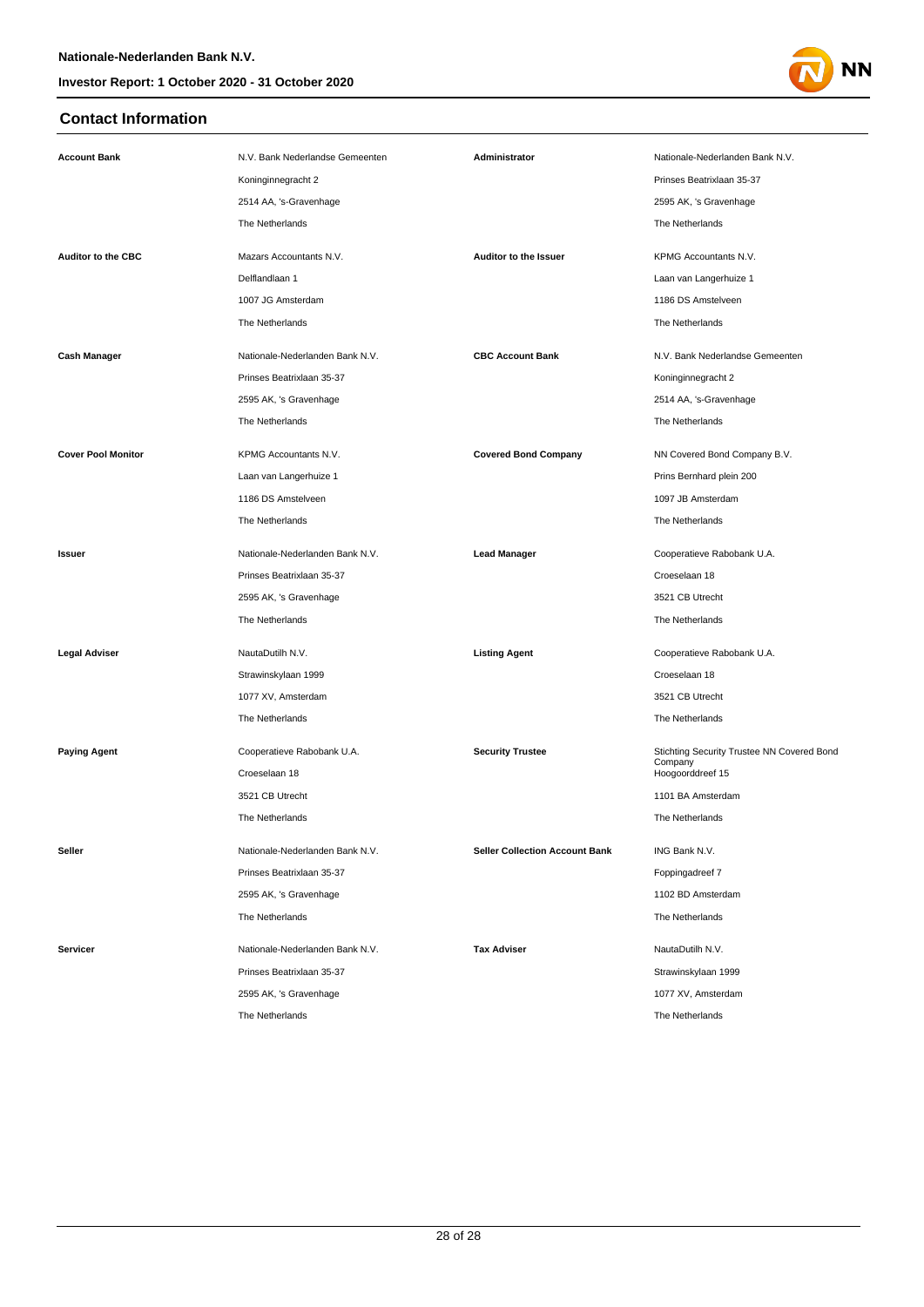## Contact Information

| | | | |
|---|---|---|---|
| **Account Bank** | N.V. Bank Nederlandse Gemeenten<br>Koninginnegracht 2<br>2514 AA, 's-Gravenhage<br>The Netherlands | **Administrator** | Nationale-Nederlanden Bank N.V.<br>Prinses Beatrixlaan 35-37<br>2595 AK, 's Gravenhage<br>The Netherlands |
| **Auditor to the CBC** | Mazars Accountants N.V.<br>Delflandlaan 1<br>1007 JG Amsterdam<br>The Netherlands | **Auditor to the Issuer** | KPMG Accountants N.V.<br>Laan van Langerhuize 1<br>1186 DS Amstelveen<br>The Netherlands |
| **Cash Manager** | Nationale-Nederlanden Bank N.V.<br>Prinses Beatrixlaan 35-37<br>2595 AK, 's Gravenhage<br>The Netherlands | **CBC Account Bank** | N.V. Bank Nederlandse Gemeenten<br>Koninginnegracht 2<br>2514 AA, 's-Gravenhage<br>The Netherlands |
| **Cover Pool Monitor** | KPMG Accountants N.V.<br>Laan van Langerhuize 1<br>1186 DS Amstelveen<br>The Netherlands | **Covered Bond Company** | NN Covered Bond Company B.V.<br>Prins Bernhard plein 200<br>1097 JB Amsterdam<br>The Netherlands |
| **Issuer** | Nationale-Nederlanden Bank N.V.<br>Prinses Beatrixlaan 35-37<br>2595 AK, 's Gravenhage<br>The Netherlands | **Lead Manager** | Cooperatieve Rabobank U.A.<br>Croeselaan 18<br>3521 CB Utrecht<br>The Netherlands |
| **Legal Adviser** | NautaDutilh N.V.<br>Strawinskylaan 1999<br>1077 XV, Amsterdam<br>The Netherlands | **Listing Agent** | Cooperatieve Rabobank U.A.<br>Croeselaan 18<br>3521 CB Utrecht<br>The Netherlands |
| **Paying Agent** | Cooperatieve Rabobank U.A.<br>Croeselaan 18<br>3521 CB Utrecht<br>The Netherlands | **Security Trustee** | Stichting Security Trustee NN Covered Bond Company<br>Hoogoorddreef 15<br>1101 BA Amsterdam<br>The Netherlands |
| **Seller** | Nationale-Nederlanden Bank N.V.<br>Prinses Beatrixlaan 35-37<br>2595 AK, 's Gravenhage<br>The Netherlands | **Seller Collection Account Bank** | ING Bank N.V.<br>Foppingadreef 7<br>1102 BD Amsterdam<br>The Netherlands |
| **Servicer** | Nationale-Nederlanden Bank N.V.<br>Prinses Beatrixlaan 35-37<br>2595 AK, 's Gravenhage<br>The Netherlands | **Tax Adviser** | NautaDutilh N.V.<br>Strawinskylaan 1999<br>1077 XV, Amsterdam<br>The Netherlands |